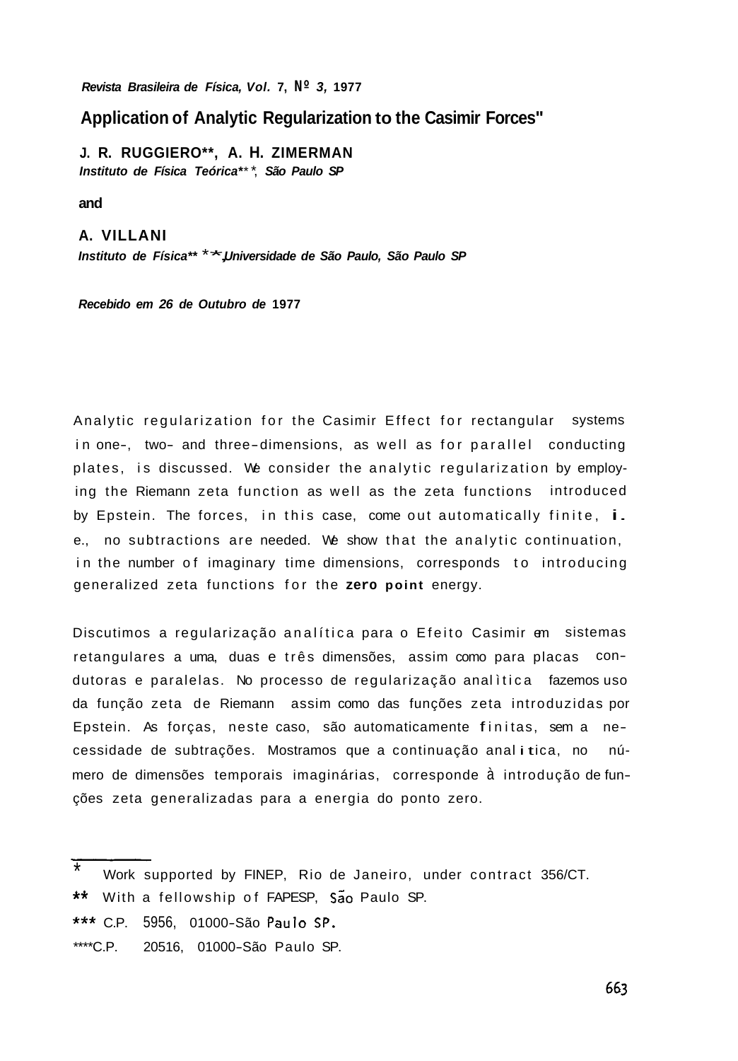# Application of Analytic Regularization to the Casimir Forces*

**J. R. RUGGIERO**, A. H. ZIMERMAN**
*Instituto de Física Teórica***, São Paulo SP*

**and**

**A. VILLANI**
*Instituto de Física****, Universidade de São Paulo, São Paulo SP*

*Recebido em 26 de Outubro de 1977*

Analytic regularization for the Casimir Effect for rectangular systems in one-, two- and three-dimensions, as well as for parallel conducting plates, is discussed. We consider the analytic regularization by employing the Riemann zeta function as well as the zeta functions introduced by Epstein. The forces, in this case, come out automatically finite, i.e., no subtractions are needed. We show that the analytic continuation, in the number of imaginary time dimensions, corresponds to introducing generalized zeta functions for the **zero point** energy.

Discutimos a regularização analítica para o Efeito Casimir em sistemas retangulares a uma, duas e três dimensões, assim como para placas condutoras e paralelas. No processo de regularização analìtica fazemos uso da função zeta de Riemann assim como das funções zeta introduzidas por Epstein. As forças, neste caso, são automaticamente finitas, sem a necessidade de subtrações. Mostramos que a continuação analítica, no número de dimensões temporais imaginárias, corresponde à introdução de funções zeta generalizadas para a energia do ponto zero.

---

\* Work supported by FINEP, Rio de Janeiro, under contract 356/CT.

\*\* With a fellowship of FAPESP, São Paulo SP.

\*\*\* C.P. 5956, 01000-São Paulo SP.

\*\*\*\* C.P. 20516, 01000-São Paulo SP.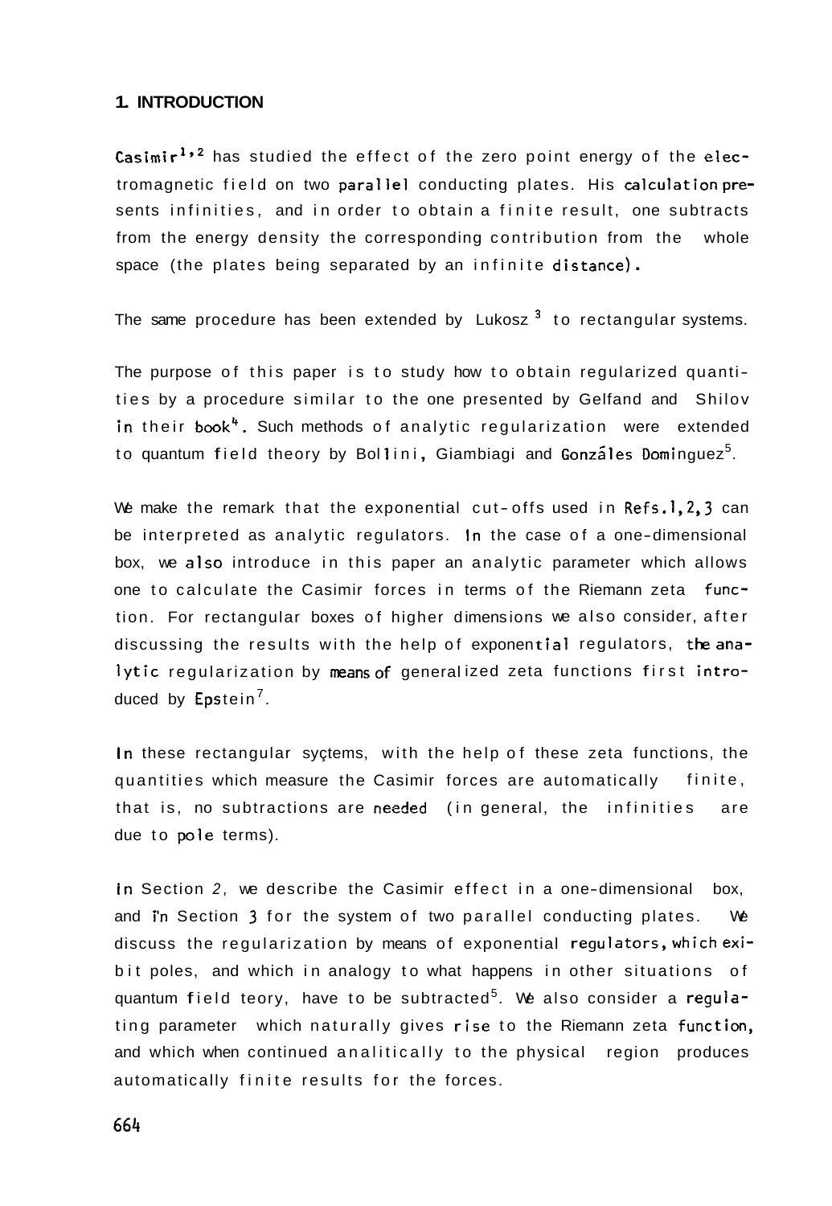## 1. INTRODUCTION

Casimir[1,2] has studied the effect of the zero point energy of the electromagnetic field on two parallel conducting plates. His calculation presents infinities, and in order to obtain a finite result, one subtracts from the energy density the corresponding contribution from the whole space (the plates being separated by an infinite distance).

The same procedure has been extended by Lukosz [3] to rectangular systems.

The purpose of this paper is to study how to obtain regularized quantities by a procedure similar to the one presented by Gelfand and Shilov in their book[4]. Such methods of analytic regularization were extended to quantum field theory by Bollini, Giambiagi and Gonzáles Dominguez[5].

We make the remark that the exponential cut-offs used in Refs.1,2,3 can be interpreted as analytic regulators. In the case of a one-dimensional box, we also introduce in this paper an analytic parameter which allows one to calculate the Casimir forces in terms of the Riemann zeta function. For rectangular boxes of higher dimensions we also consider, after discussing the results with the help of exponential regulators, the analytic regularization by means of generalized zeta functions first introduced by Epstein[7].

In these rectangular syçtems, with the help of these zeta functions, the quantities which measure the Casimir forces are automatically finite, that is, no subtractions are needed (in general, the infinities are due to pole terms).

In Section *2,* we describe the Casimir effect in a one-dimensional box, and in Section 3 for the system of two parallel conducting plates. We discuss the regularization by means of exponential regulators, which exibit poles, and which in analogy to what happens in other situations of quantum field teory, have to be subtracted[5]. We also consider a regulating parameter which naturally gives rise to the Riemann zeta function, and which when continued analitically to the physical region produces automatically finite results for the forces.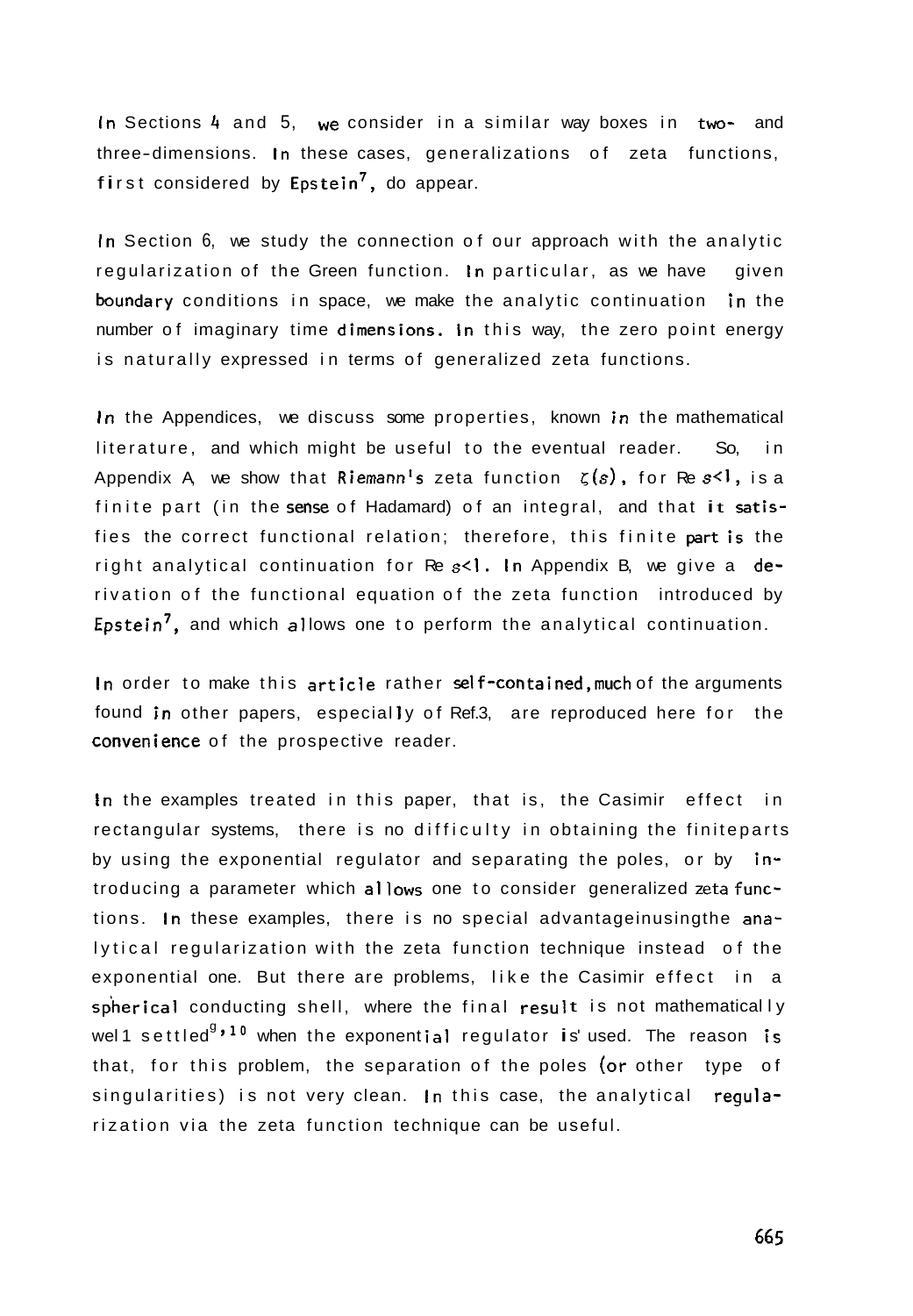In Sections 4 and 5, we consider in a similar way boxes in two- and three-dimensions. In these cases, generalizations of zeta functions, first considered by Epstein[7], do appear.

In Section 6, we study the connection of our approach with the analytic regularization of the Green function. In particular, as we have given boundary conditions in space, we make the analytic continuation in the number of imaginary time dimensions. In this way, the zero point energy is naturally expressed in terms of generalized zeta functions.

In the Appendices, we discuss some properties, known in the mathematical literature, and which might be useful to the eventual reader. So, in Appendix A, we show that Riemann's zeta function $\zeta(s)$, for Re $s<1$, is a finite part (in the sense of Hadamard) of an integral, and that it satisfies the correct functional relation; therefore, this finite part is the right analytical continuation for Re $s<1$. In Appendix B, we give a derivation of the functional equation of the zeta function introduced by Epstein[7], and which allows one to perform the analytical continuation.

In order to make this article rather self-contained, much of the arguments found in other papers, especially of Ref.3, are reproduced here for the convenience of the prospective reader.

In the examples treated in this paper, that is, the Casimir effect in rectangular systems, there is no difficulty in obtaining the finite parts by using the exponential regulator and separating the poles, or by introducing a parameter which allows one to consider generalized zeta functions. In these examples, there is no special advantage in using the analytical regularization with the zeta function technique instead of the exponential one. But there are problems, like the Casimir effect in a spherical conducting shell, where the final result is not mathematically well settled[9,10] when the exponential regulator is used. The reason is that, for this problem, the separation of the poles (or other type of singularities) is not very clean. In this case, the analytical regularization via the zeta function technique can be useful.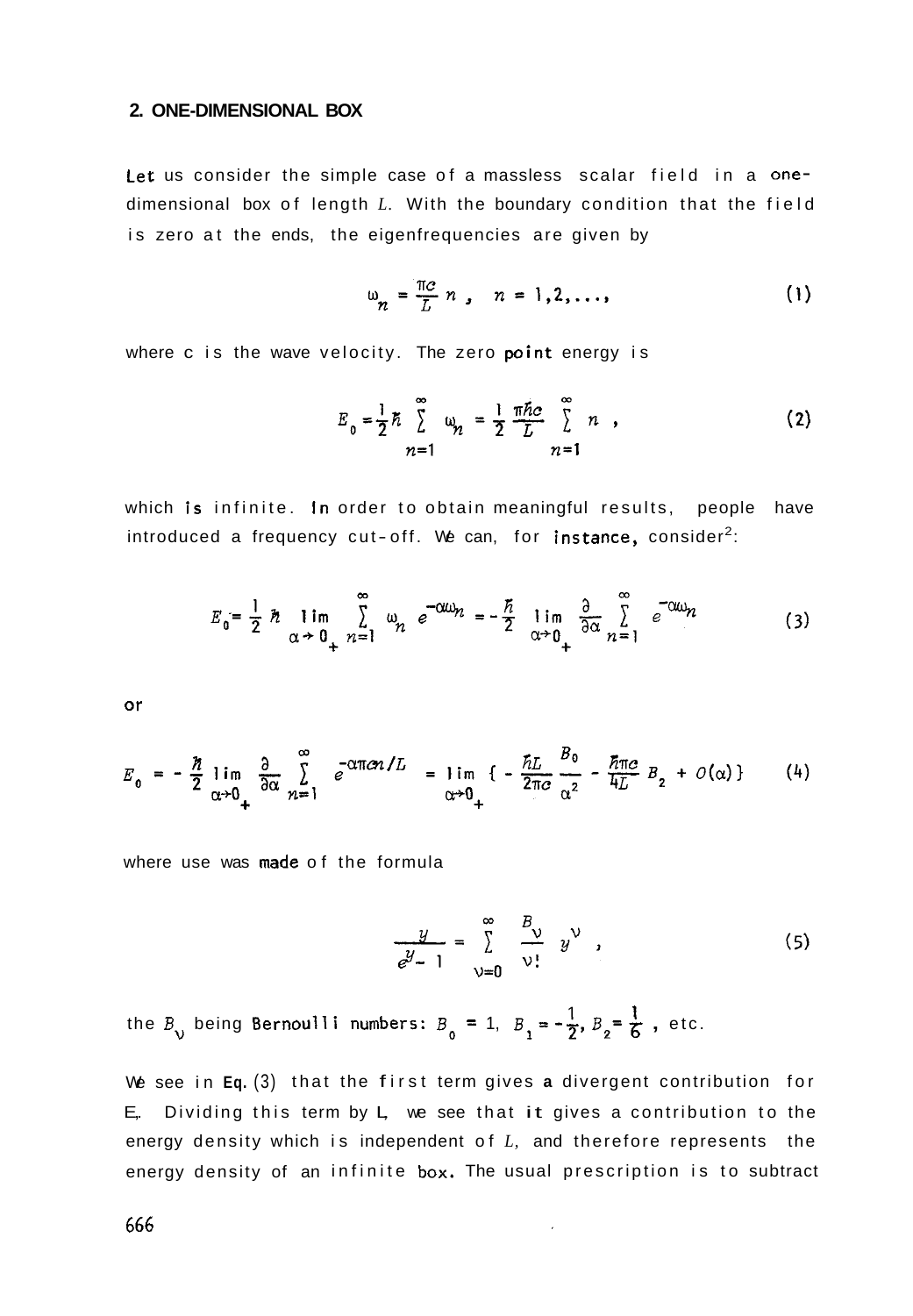## 2. ONE-DIMENSIONAL BOX

Let us consider the simple case of a massless scalar field in a one-dimensional box of length $L$. With the boundary condition that the field is zero at the ends, the eigenfrequencies are given by

$$\omega_n = \frac{\pi c}{L} n , \quad n = 1,2,\ldots, \tag{1}$$

where c is the wave velocity. The zero point energy is

$$E_0 = \frac{1}{2}\hbar \sum_{n=1}^{\infty} \omega_n = \frac{1}{2}\frac{\pi\hbar c}{L}\sum_{n=1}^{\infty} n , \tag{2}$$

which is infinite. In order to obtain meaningful results, people have introduced a frequency cut-off. We can, for instance, consider[2]:

$$E_0 = \frac{1}{2}\hbar \lim_{\alpha\to 0_+} \sum_{n=1}^{\infty} \omega_n e^{-\alpha\omega_n} = -\frac{\hbar}{2} \lim_{\alpha\to 0_+} \frac{\partial}{\partial\alpha}\sum_{n=1}^{\infty} e^{-\alpha\omega_n} \tag{3}$$

or

$$E_0 = -\frac{\hbar}{2}\lim_{\alpha\to 0_+}\frac{\partial}{\partial\alpha}\sum_{n=1}^{\infty} e^{-\alpha\pi c n/L} = \lim_{\alpha\to 0_+}\left\{ -\frac{\hbar L}{2\pi c}\frac{B_0}{\alpha^2} - \frac{\hbar\pi c}{4L}B_2 + O(\alpha)\right\} \tag{4}$$

where use was made of the formula

$$\frac{y}{e^{y}-1} = \sum_{\nu=0}^{\infty}\frac{B_\nu}{\nu!} y^\nu , \tag{5}$$

the $B_\nu$ being Bernoulli numbers: $B_0 = 1$, $B_1 = -\frac{1}{2}$, $B_2 = \frac{1}{6}$ , etc.

We see in Eq. (3) that the first term gives a divergent contribution for $E_0$. Dividing this term by $L$, we see that it gives a contribution to the energy density which is independent of $L$, and therefore represents the energy density of an infinite box. The usual prescription is to subtract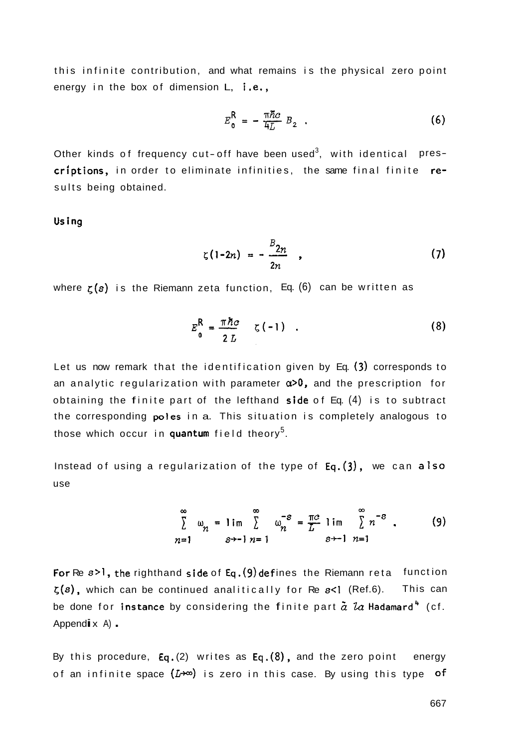this infinite contribution, and what remains is the physical zero point energy in the box of dimension L, i.e.,

$$E_0^{\mathrm{R}} = -\frac{\pi\hbar c}{4L} B_2 \ . \tag{6}$$

Other kinds of frequency cut-off have been used[3], with identical prescriptions, in order to eliminate infinities, the same final finite results being obtained.

Using

$$\zeta(1-2n) = -\frac{B_{2n}}{2n} \ , \tag{7}$$

where $\zeta(s)$ is the Riemann zeta function, Eq. (6) can be written as

$$E_0^{\mathrm{R}} = \frac{\pi\hbar c}{2L} \quad \zeta(-1) \ . \tag{8}$$

Let us now remark that the identification given by Eq. (3) corresponds to an analytic regularization with parameter $\alpha>0$, and the prescription for obtaining the finite part of the lefthand side of Eq. (4) is to subtract the corresponding poles in a. This situation is completely analogous to those which occur in quantum field theory[5].

Instead of using a regularization of the type of Eq. (3), we can also use

$$\sum_{n=1}^{\infty} \omega_n = \lim_{s\to -1} \sum_{n=1}^{\infty} \omega_n^{-s} = \frac{\pi c}{L} \lim_{s\to -1} \sum_{n=1}^{\infty} n^{-s} \ . \tag{9}$$

For Re $s>1$, the righthand side of Eq. (9) defines the Riemann reta function $\zeta(s)$, which can be continued analitically for Re $s<1$ (Ref. 6). This can be done for instance by considering the finite part *à la* Hadamard[4] (cf. Appendix A).

By this procedure, Eq. (2) writes as Eq. (8), and the zero point energy of an infinite space ($L\to\infty$) is zero in this case. By using this type of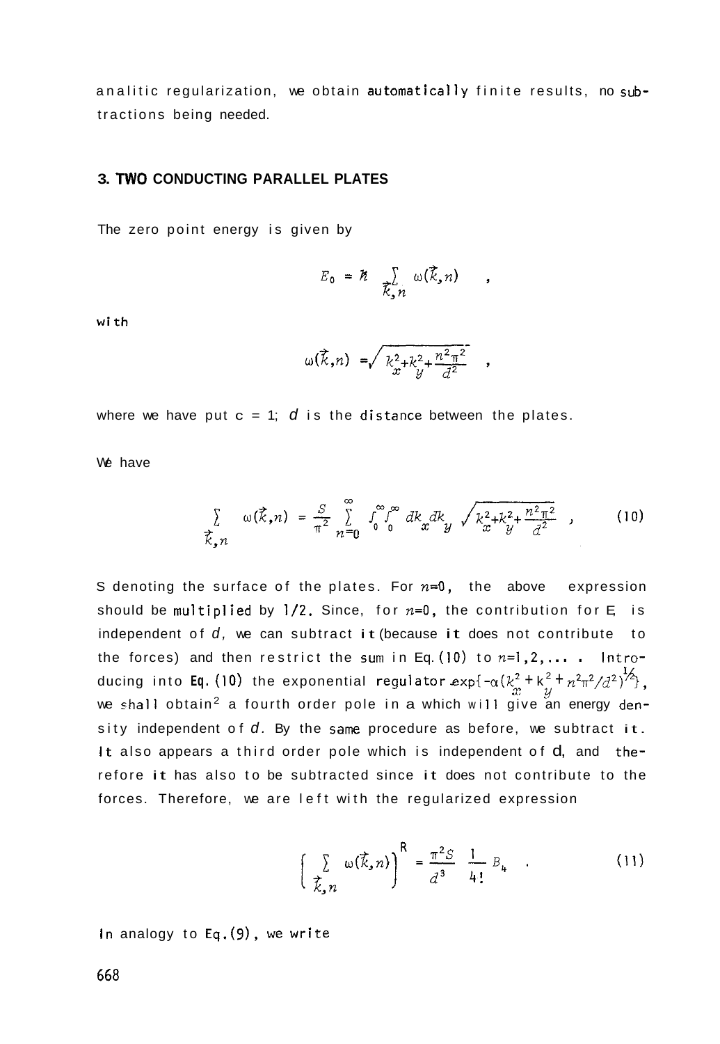analitic regularization, we obtain automatically finite results, no subtractions being needed.

## 3. TWO CONDUCTING PARALLEL PLATES

The zero point energy is given by

$$E_0 = \hbar \sum_{\vec{k},n} \omega(\vec{k},n) \quad ,$$

with

$$\omega(\vec{k},n) = \sqrt{k_x^2+k_y^2+\frac{n^2\pi^2}{d^2}} \quad ,$$

where we have put c = 1; $d$ is the distance between the plates.

We have

$$\sum_{\vec{k},n} \omega(\vec{k},n) = \frac{S}{\pi^2} \sum_{n=0}^{\infty} \int_0^\infty \int_0^\infty dk_x dk_y \sqrt{k_x^2+k_y^2+\frac{n^2\pi^2}{d^2}} \quad , \tag{10}$$

S denoting the surface of the plates. For $n=0$, the above expression should be multiplied by 1/2. Since, for $n=0$, the contribution for E is independent of $d$, we can subtract it (because it does not contribute to the forces) and then restrict the sum in Eq. (10) to $n=1,2,\ldots$ . Introducing into Eq. (10) the exponential regulator $\exp\{-\alpha(k_x^2+k_y^2+n^2\pi^2/d^2)^{1/2}\}$, we shall obtain[2] a fourth order pole in $\alpha$ which will give an energy density independent of $d$. By the same procedure as before, we subtract it. It also appears a third order pole which is independent of d, and therefore it has also to be subtracted since it does not contribute to the forces. Therefore, we are left with the regularized expression

$$\left( \sum_{\vec{k},n} \omega(\vec{k},n) \right)^R = \frac{\pi^2 S}{d^3} \frac{1}{4!} B_4 \quad . \tag{11}$$

In analogy to Eq. (9), we write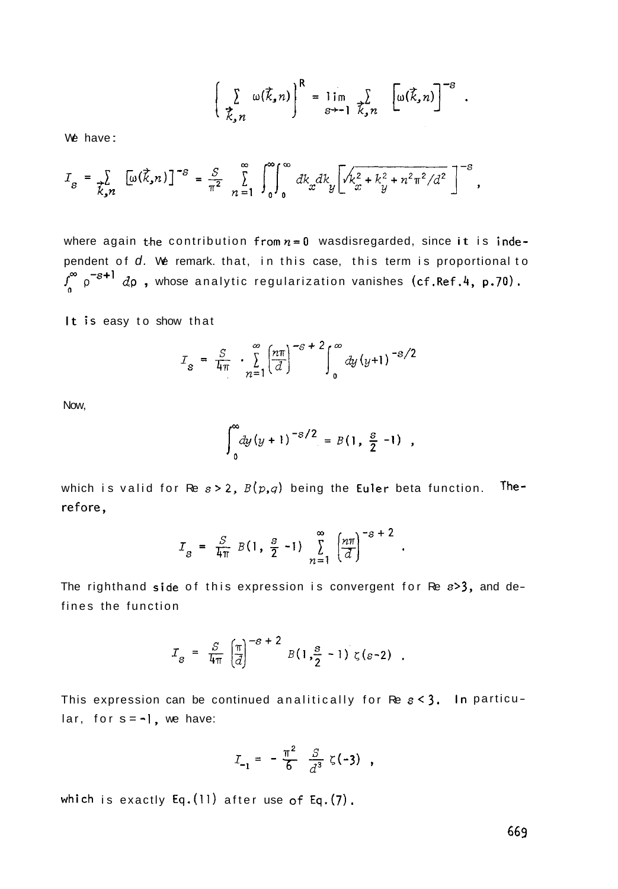$$\left( \sum_{\vec{k},n} \omega(\vec{k},n) \right)^R = \lim_{s \to -1} \sum_{\vec{k},n} \left[ \omega(\vec{k},n) \right]^{-s} .$$

We have:

$$I_s = \sum_{\vec{k},n} \left[ \omega(\vec{k},n) \right]^{-s} = \frac{S}{\pi^2} \sum_{n=1}^{\infty} \int_0^{\infty}\!\!\int_0^{\infty} dk_x dk_y \left[ \sqrt{k_x^2 + k_y^2 + n^2\pi^2/d^2} \right]^{-s} ,$$

where again the contribution from $n=0$ was disregarded, since it is independent of $d$. We remark that, in this case, this term is proportional to $\int_0^\infty \rho^{-s+1} d\rho$, whose analytic regularization vanishes (cf. Ref. 4, p. 70).

It is easy to show that

$$I_s = \frac{S}{4\pi} \cdot \sum_{n=1}^{\infty} \left( \frac{n\pi}{d} \right)^{-s+2} \int_0^{\infty} dy \, (y+1)^{-s/2}$$

Now,

$$\int_0^{\infty} dy \, (y+1)^{-s/2} = B(1, \frac{s}{2} - 1) ,$$

which is valid for Re $s > 2$, $B(p,q)$ being the Euler beta function. Therefore,

$$I_s = \frac{S}{4\pi} B(1, \frac{s}{2} - 1) \sum_{n=1}^{\infty} \left( \frac{n\pi}{d} \right)^{-s+2} .$$

The righthand side of this expression is convergent for Re $s > 3$, and defines the function

$$I_s = \frac{S}{4\pi} \left( \frac{\pi}{d} \right)^{-s+2} B(1, \frac{s}{2} - 1) \, \zeta(s-2) .$$

This expression can be continued analitically for Re $s < 3$. In particular, for $s = -1$, we have:

$$I_{-1} = -\frac{\pi^2}{6} \frac{S}{d^3} \zeta(-3) ,$$

which is exactly Eq. (11) after use of Eq. (7).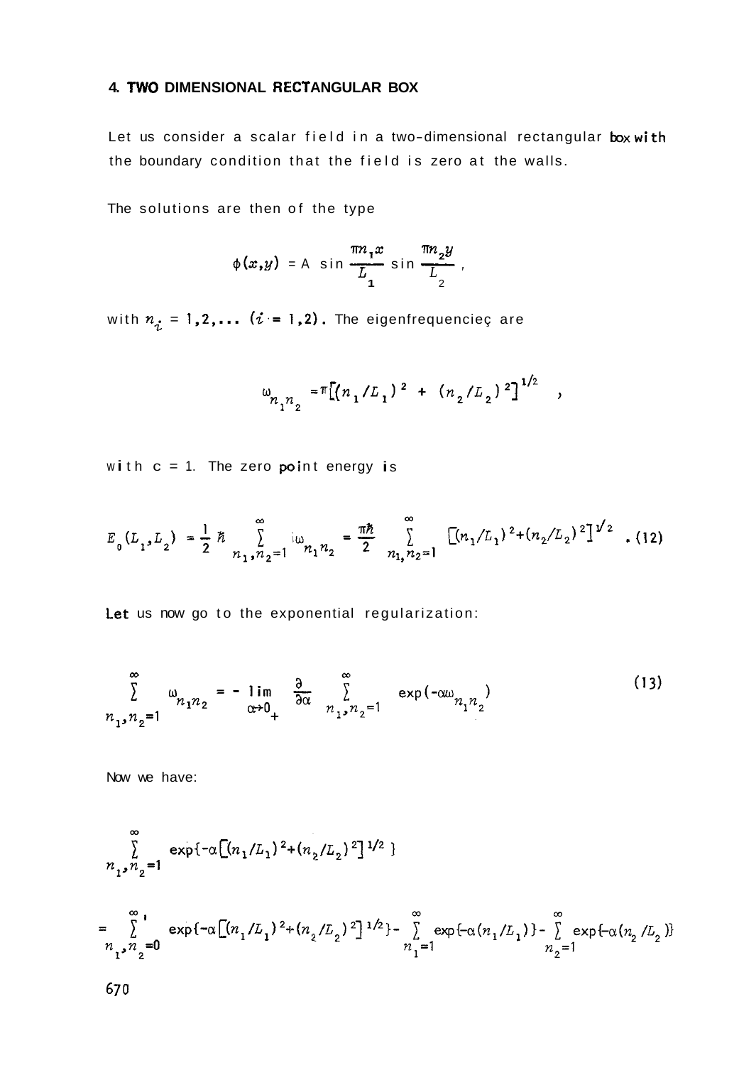## 4. TWO DIMENSIONAL RECTANGULAR BOX

Let us consider a scalar field in a two-dimensional rectangular box with the boundary condition that the field is zero at the walls.

The solutions are then of the type

$$\phi(x,y) = A \sin \frac{\pi n_1 x}{L_1} \sin \frac{\pi n_2 y}{L_2} ,$$

with $n_i = 1,2,\ldots$ $(i = 1,2)$. The eigenfrequencieç are

$$\omega_{n_1 n_2} = \pi\left[(n_1/L_1)^2 + (n_2/L_2)^2\right]^{1/2} ,$$

with $c = 1$. The zero point energy is

$$E_0(L_1,L_2) = \frac{1}{2}\hbar \sum_{n_1,n_2=1}^{\infty} \omega_{n_1 n_2} = \frac{\pi\hbar}{2} \sum_{n_1,n_2=1}^{\infty} \left[(n_1/L_1)^2+(n_2/L_2)^2\right]^{1/2} . \quad (12)$$

Let us now go to the exponential regularization:

$$\sum_{n_1,n_2=1}^{\infty} \omega_{n_1 n_2} = - \lim_{\alpha\to 0_+} \frac{\partial}{\partial\alpha} \sum_{n_1,n_2=1}^{\infty} \exp(-\alpha\omega_{n_1 n_2}) \quad (13)$$

Now we have:

$$\sum_{n_1,n_2=1}^{\infty} \exp\{-\alpha\left[(n_1/L_1)^2+(n_2/L_2)^2\right]^{1/2}\}$$

$$= \sum_{n_1,n_2=0}^{\infty}{}' \exp\{-\alpha\left[(n_1/L_1)^2+(n_2/L_2)^2\right]^{1/2}\} - \sum_{n_1=1}^{\infty} \exp\{-\alpha(n_1/L_1)\} - \sum_{n_2=1}^{\infty} \exp\{-\alpha(n_2/L_2)\}$$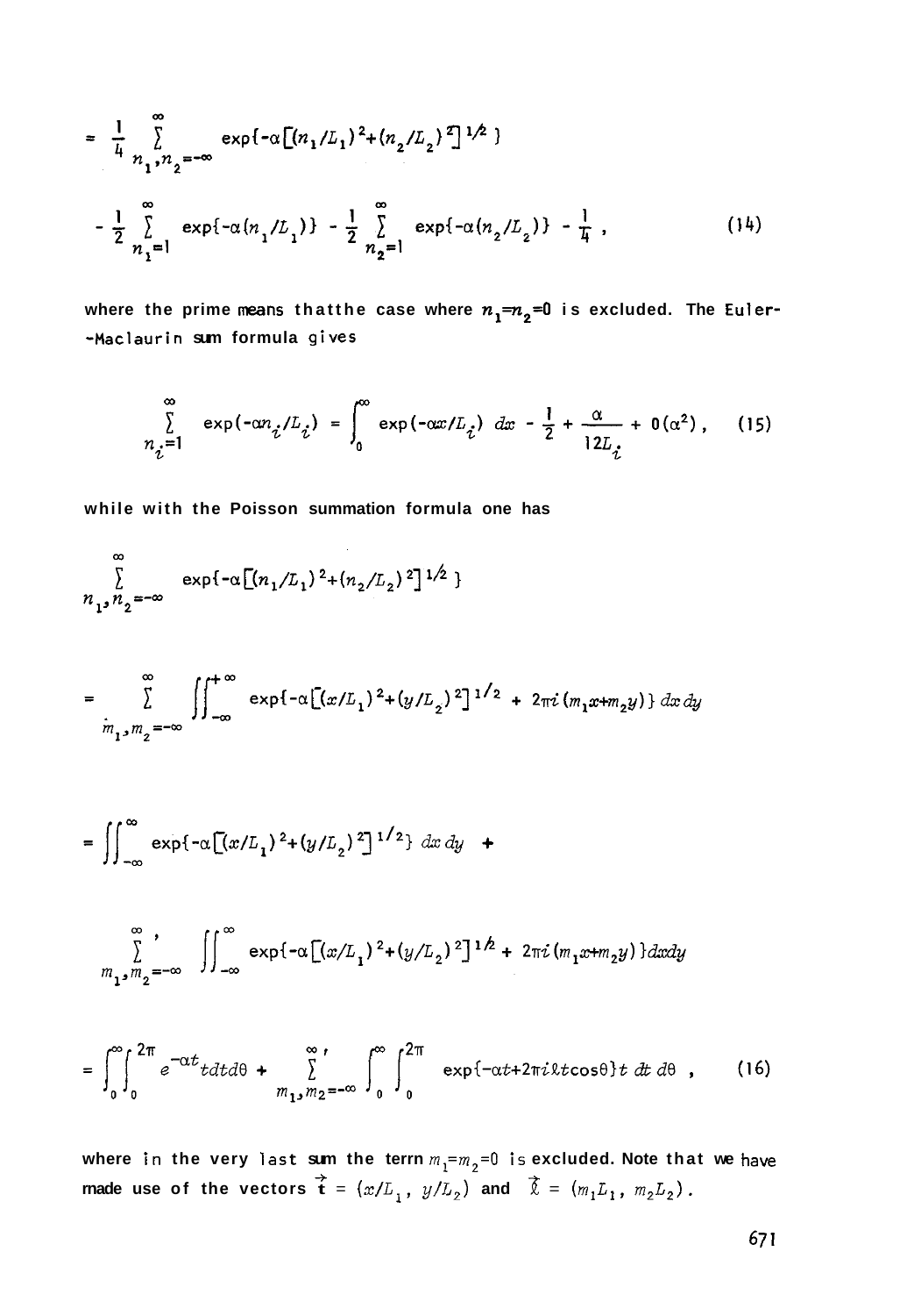$$= \frac{1}{4} \sum_{n_1,n_2=-\infty}^{\infty}{}' \exp\{-\alpha[(n_1/L_1)^2+(n_2/L_2)^2]^{1/2}\}$$

$$- \frac{1}{2} \sum_{n_1=1}^{\infty} \exp\{-\alpha(n_1/L_1)\} - \frac{1}{2} \sum_{n_2=1}^{\infty} \exp\{-\alpha(n_2/L_2)\} - \frac{1}{4} , \tag{14}$$

where the prime means thatthe case where $n_1=n_2=0$ is excluded. The Euler--Maclaurin sum formula gives

$$\sum_{n_i=1}^{\infty} \exp(-\alpha n_i/L_i) = \int_0^{\infty} \exp(-\alpha x/L_i)\, dx - \frac{1}{2} + \frac{\alpha}{12L_i} + 0(\alpha^2), \tag{15}$$

while with the Poisson summation formula one has

$$\sum_{n_1,n_2=-\infty}^{\infty} \exp\{-\alpha[(n_1/L_1)^2+(n_2/L_2)^2]^{1/2}\}$$

$$= \sum_{m_1,m_2=-\infty}^{\infty} \iint_{-\infty}^{+\infty} \exp\{-\alpha[(x/L_1)^2+(y/L_2)^2]^{1/2} + 2\pi i(m_1x+m_2y)\}\, dx\, dy$$

$$= \iint_{-\infty}^{\infty} \exp\{-\alpha[(x/L_1)^2+(y/L_2)^2]^{1/2}\}\, dx\, dy \; +$$

$$\sum_{m_1,m_2=-\infty}^{\infty}{}' \iint_{-\infty}^{\infty} \exp\{-\alpha[(x/L_1)^2+(y/L_2)^2]^{1/2} + 2\pi i(m_1x+m_2y)\}dxdy$$

$$= \int_0^{\infty}\int_0^{2\pi} e^{-\alpha t}t\,dt\,d\theta + \sum_{m_1,m_2=-\infty}^{\infty}{}' \int_0^{\infty}\int_0^{2\pi} \exp\{-\alpha t+2\pi i \ell t\cos\theta\}t\; dt\; d\theta , \tag{16}$$

where in the very last sum the term $m_1=m_2=0$ is excluded. Note that we have made use of the vectors $\vec{t} = (x/L_1,\ y/L_2)$ and $\vec{\ell} = (m_1L_1,\ m_2L_2)$.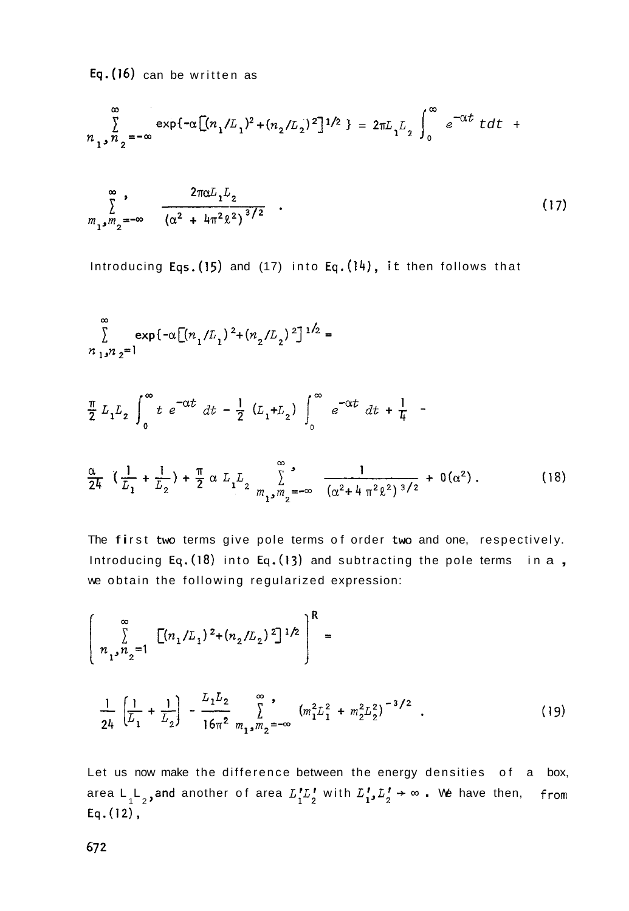Eq.(16) can be written as

$$\sum_{n_1, n_2=-\infty}^{\infty} \exp\{-\alpha\left[(n_1/L_1)^2+(n_2/L_2)^2\right]^{1/2}\} = 2\pi L_1 L_2 \int_0^\infty e^{-\alpha t}\, t dt +$$

$$\sum_{m_1, m_2=-\infty}^{\infty}{}' \quad \frac{2\pi\alpha L_1 L_2}{(\alpha^2 + 4\pi^2 \ell^2)^{3/2}} \quad . \tag{17}$$

Introducing Eqs.(15) and (17) into Eq.(14), it then follows that

$$\sum_{n_1, n_2=1}^{\infty} \exp\{-\alpha\left[(n_1/L_1)^2+(n_2/L_2)^2\right]^{1/2} =$$

$$\frac{\pi}{2} L_1 L_2 \int_0^\infty t\, e^{-\alpha t}\, dt - \frac{1}{2}\,(L_1+L_2) \int_0^\infty e^{-\alpha t}\, dt + \frac{1}{4} -$$

$$\frac{\alpha}{24}\,\left(\frac{1}{L_1}+\frac{1}{L_2}\right) + \frac{\pi}{2}\,\alpha\, L_1 L_2 \sum_{m_1, m_2=-\infty}^{\infty}{}' \quad \frac{1}{(\alpha^2+4\pi^2\ell^2)^{3/2}} + 0(\alpha^2)\,. \tag{18}$$

The first two terms give pole terms of order two and one, respectively. Introducing Eq.(18) into Eq.(13) and subtracting the pole terms in $\alpha$, we obtain the following regularized expression:

$$\left\{\sum_{n_1, n_2=1}^{\infty} \left[(n_1/L_1)^2+(n_2/L_2)^2\right]^{1/2}\right\}^R =$$

$$\frac{1}{24}\left(\frac{1}{L_1}+\frac{1}{L_2}\right) - \frac{L_1 L_2}{16\pi^2} \sum_{m_1, m_2=-\infty}^{\infty}{}' \quad (m_1^2 L_1^2 + m_2^2 L_2^2)^{-3/2} \quad . \tag{19}$$

Let us now make the difference between the energy densities of a box, area $L_1 L_2$, and another of area $L_1' L_2'$ with $L_1', L_2' \to \infty$. We have then, from Eq.(12),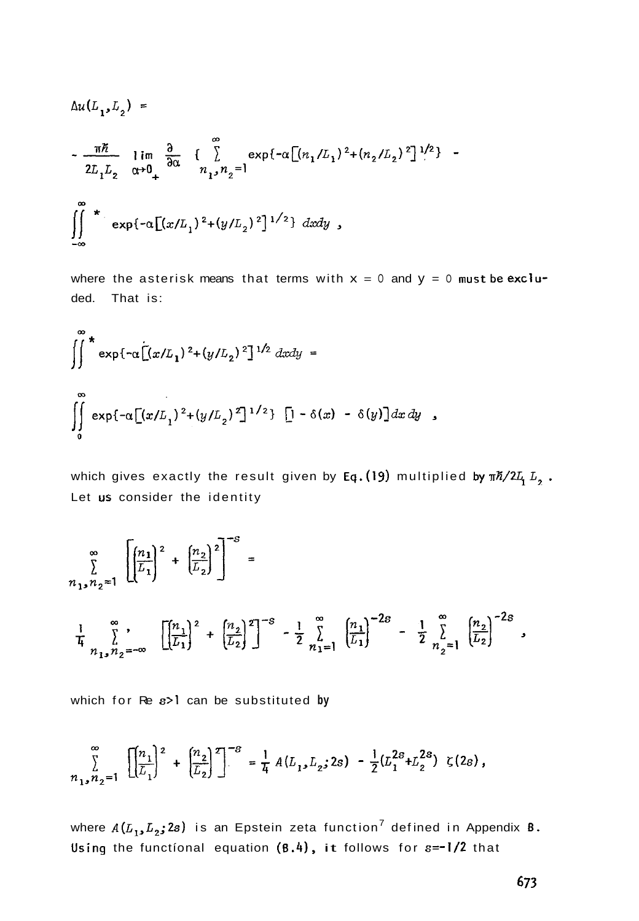$$\Delta u(L_1,L_2) =$$

$$-\frac{\pi\hbar}{2L_1L_2}\lim_{\alpha\to 0_+}\frac{\partial}{\partial\alpha}\left\{\sum_{n_1,n_2=1}^{\infty}\exp\{-\alpha\left[(n_1/L_1)^2+(n_2/L_2)^2\right]^{1/2}\} -\right.$$

$$\left.\iint_{-\infty}^{\infty}{}^{*}\exp\{-\alpha\left[(x/L_1)^2+(y/L_2)^2\right]^{1/2}\}\,dxdy\right. ,$$

where the asterisk means that terms with $x = 0$ and $y = 0$ must be excluded. That is:

$$\iint^{\infty}{}^{*}\exp\{-\alpha\left[(x/L_1)^2+(y/L_2)^2\right]^{1/2}\,dxdy =$$

$$\iint_{0}^{\infty}\exp\{-\alpha\left[(x/L_1)^2+(y/L_2)^2\right]^{1/2}\}\left[1-\delta(x)-\delta(y)\right]dx\,dy \quad ,$$

which gives exactly the result given by Eq.(19) multiplied by $\pi\hbar/2L_1L_2$. Let us consider the identity

$$\sum_{n_1,n_2=1}^{\infty}\left[\left(\frac{n_1}{L_1}\right)^2+\left(\frac{n_2}{L_2}\right)^2\right]^{-s} =$$

$$\frac{1}{4}\sum_{n_1,n_2=-\infty}^{\infty}{}'\left[\left(\frac{n_1}{L_1}\right)^2+\left(\frac{n_2}{L_2}\right)^2\right]^{-s}-\frac{1}{2}\sum_{n_1=1}^{\infty}\left(\frac{n_1}{L_1}\right)^{-2s}-\frac{1}{2}\sum_{n_2=1}^{\infty}\left(\frac{n_2}{L_2}\right)^{-2s} ,$$

which for Re $s>1$ can be substituted by

$$\sum_{n_1,n_2=1}^{\infty}\left[\left(\frac{n_1}{L_1}\right)^2+\left(\frac{n_2}{L_2}\right)^2\right]^{-s}=\frac{1}{4}A(L_1,L_2;2s)-\frac{1}{2}(L_1^{2s}+L_2^{2s})\,\zeta(2s),$$

where $A(L_1,L_2;2s)$ is an Epstein zeta function[7] defined in Appendix B. Using the functional equation (B.4), it follows for $s=-1/2$ that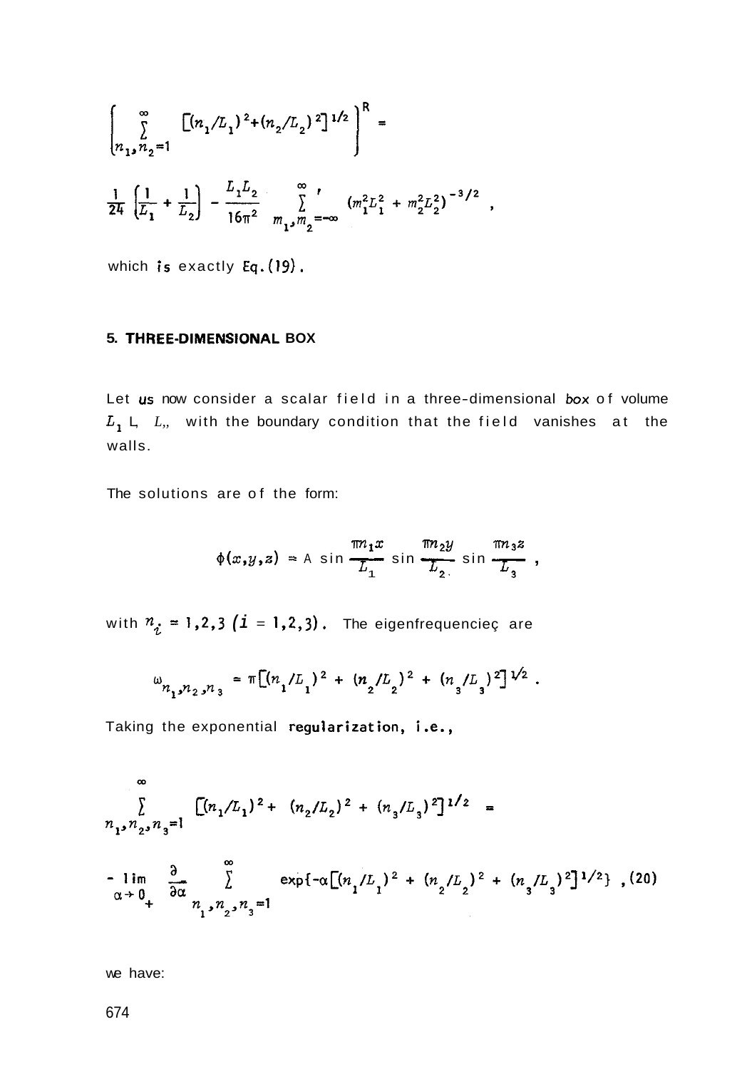$$\left\{\sum_{n_1,n_2=1}^{\infty} \left[(n_1/L_1)^2+(n_2/L_2)^2\right]^{1/2}\right\}^R =$$

$$\frac{1}{24}\left(\frac{1}{L_1}+\frac{1}{L_2}\right) - \frac{L_1 L_2}{16\pi^2} \sum_{m_1,m_2=-\infty}^{\infty}{}' \left(m_1^2 L_1^2 + m_2^2 L_2^2\right)^{-3/2} ,$$

which is exactly Eq.(19).

## 5. THREE-DIMENSIONAL BOX

Let us now consider a scalar field in a three-dimensional box of volume $L_1 L_2 L_3$ with the boundary condition that the field vanishes at the walls.

The solutions are of the form:

$$\phi(x,y,z) = A \sin\frac{\pi n_1 x}{L_1} \sin\frac{\pi n_2 y}{L_2} \sin\frac{\pi n_3 z}{L_3} ,$$

with $n_i = 1,2,3$ $(i = 1,2,3)$. The eigenfrequencies are

$$\omega_{n_1,n_2,n_3} = \pi\left[(n_1/L_1)^2 + (n_2/L_2)^2 + (n_3/L_3)^2\right]^{1/2} .$$

Taking the exponential regularization, i.e.,

$$\sum_{n_1,n_2,n_3=1}^{\infty} \left[(n_1/L_1)^2 + (n_2/L_2)^2 + (n_3/L_3)^2\right]^{1/2} =$$

$$-\lim_{\alpha\to 0_+} \frac{\partial}{\partial\alpha} \sum_{n_1,n_2,n_3=1}^{\infty} \exp\{-\alpha\left[(n_1/L_1)^2 + (n_2/L_2)^2 + (n_3/L_3)^2\right]^{1/2}\} , \quad (20)$$

we have: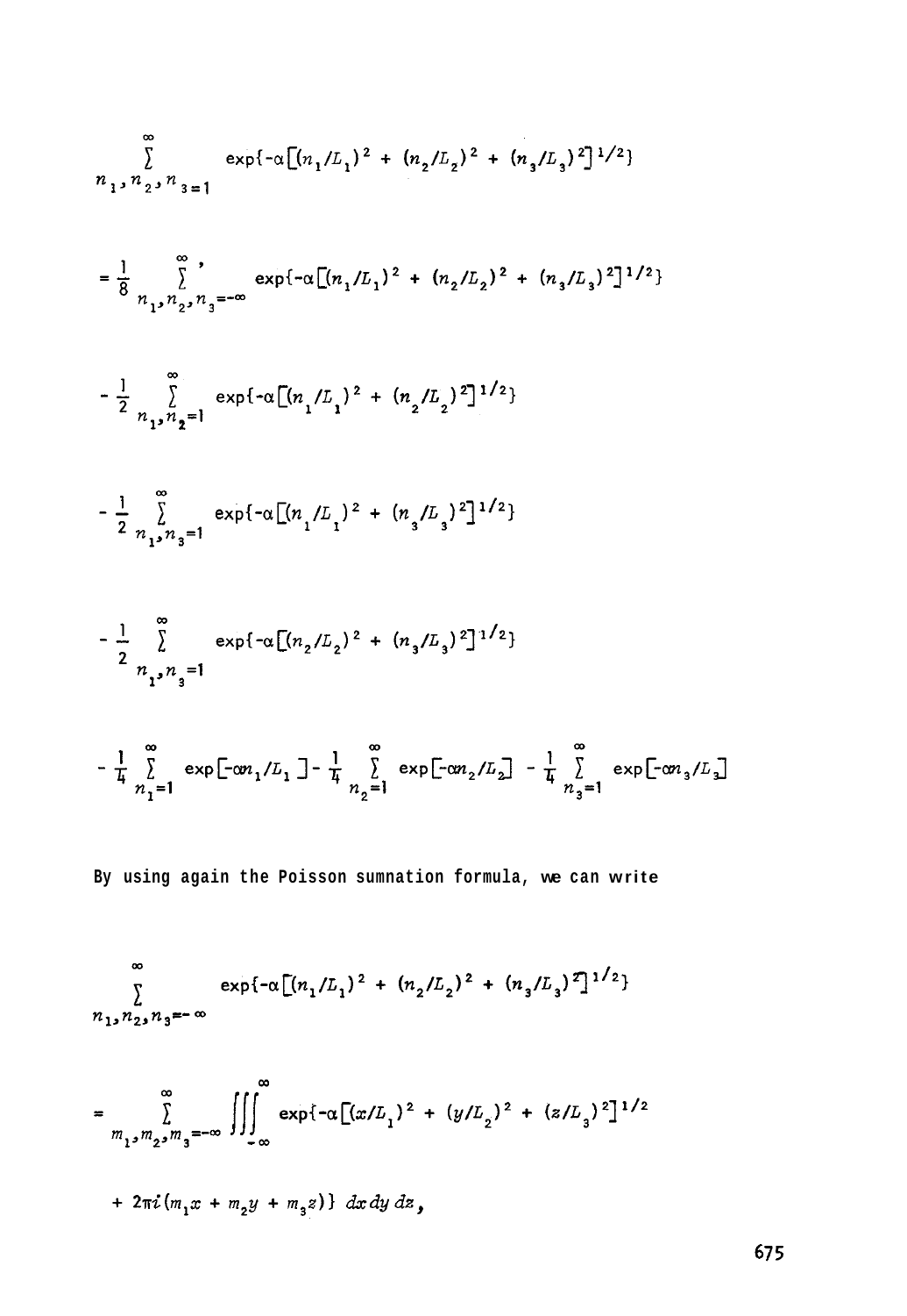$$\sum_{n_1,n_2,n_3=1}^{\infty} \exp\{-\alpha[(n_1/L_1)^2 + (n_2/L_2)^2 + (n_3/L_3)^2]^{1/2}\}$$

$$= \frac{1}{8} \sum_{n_1,n_2,n_3=-\infty}^{\infty}{}' \exp\{-\alpha[(n_1/L_1)^2 + (n_2/L_2)^2 + (n_3/L_3)^2]^{1/2}\}$$

$$- \frac{1}{2} \sum_{n_1,n_2=1}^{\infty} \exp\{-\alpha[(n_1/L_1)^2 + (n_2/L_2)^2]^{1/2}\}$$

$$- \frac{1}{2} \sum_{n_1,n_3=1}^{\infty} \exp\{-\alpha[(n_1/L_1)^2 + (n_3/L_3)^2]^{1/2}\}$$

$$- \frac{1}{2} \sum_{n_1,n_3=1}^{\infty} \exp\{-\alpha[(n_2/L_2)^2 + (n_3/L_3)^2]^{1/2}\}$$

$$- \frac{1}{4} \sum_{n_1=1}^{\infty} \exp[-\alpha n_1/L_1] - \frac{1}{4} \sum_{n_2=1}^{\infty} \exp[-\alpha n_2/L_2] - \frac{1}{4} \sum_{n_3=1}^{\infty} \exp[-\alpha n_3/L_3]$$

By using again the Poisson sumnation formula, we can write

$$\sum_{n_1,n_2,n_3=-\infty}^{\infty} \exp\{-\alpha[(n_1/L_1)^2 + (n_2/L_2)^2 + (n_3/L_3)^2]^{1/2}\}$$

$$= \sum_{m_1,m_2,m_3=-\infty}^{\infty} \iiint_{-\infty}^{\infty} \exp\{-\alpha[(x/L_1)^2 + (y/L_2)^2 + (z/L_3)^2]^{1/2}$$

$$+ 2\pi i(m_1x + m_2y + m_3z)\}\, dx\, dy\, dz,$$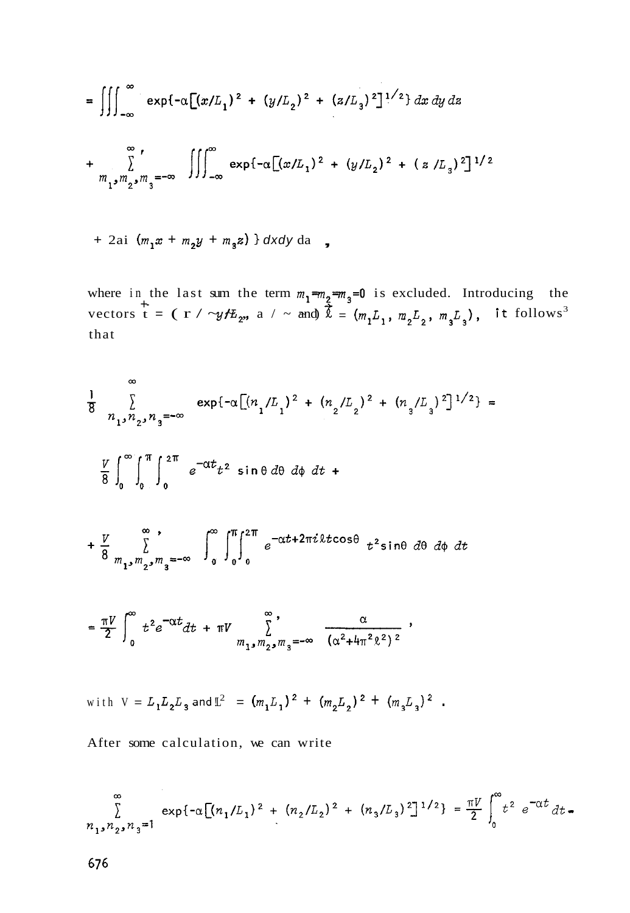$$= \iiint_{-\infty}^{\infty} \exp\{-\alpha\left[(x/L_1)^2 + (y/L_2)^2 + (z/L_3)^2\right]^{1/2}\} \, dx\, dy\, dz$$

$$+ \sum_{m_1, m_2, m_3 = -\infty}^{\infty}{}' \iiint_{-\infty}^{\infty} \exp\{-\alpha\left[(x/L_1)^2 + (y/L_2)^2 + (z/L_3)^2\right]^{1/2}$$

$$+ 2\pi i \, (m_1 x + m_2 y + m_3 z)\} \, dx dy dz \quad ,$$

where in the last sum the term $m_1 = m_2 = m_3 = 0$ is excluded. Introducing the vectors $\vec{t} = (x/L_1, y/L_2, z/L_3)$ and $\vec{\ell} = (m_1 L_1, m_2 L_2, m_3 L_3)$, it follows[3] that

$$\frac{1}{8} \sum_{n_1, n_2, n_3 = -\infty}^{\infty} \exp\{-\alpha\left[(n_1/L_1)^2 + (n_2/L_2)^2 + (n_3/L_3)^2\right]^{1/2}\} =$$

$$\frac{V}{8} \int_0^{\infty} \int_0^{\pi} \int_0^{2\pi} e^{-\alpha t} t^2 \sin\theta \, d\theta \, d\phi \, dt \; +$$

$$+ \frac{V}{8} \sum_{m_1, m_2, m_3 = -\infty}^{\infty}{}' \int_0^{\infty} \int_0^{\pi} \int_0^{2\pi} e^{-\alpha t + 2\pi i \ell t \cos\theta} \, t^2 \sin\theta \, d\theta \, d\phi \, dt$$

$$= \frac{\pi V}{2} \int_0^{\infty} t^2 e^{-\alpha t} dt \; + \; \pi V \sum_{m_1, m_2, m_3 = -\infty}^{\infty}{}' \frac{\alpha}{(\alpha^2 + 4\pi^2 \ell^2)^2} \; ,$$

with $V = L_1 L_2 L_3$ and $\ell^2 = (m_1 L_1)^2 + (m_2 L_2)^2 + (m_3 L_3)^2$ .

After some calculation, we can write

$$\sum_{n_1, n_2, n_3 = 1}^{\infty} \exp\{-\alpha\left[(n_1/L_1)^2 + (n_2/L_2)^2 + (n_3/L_3)^2\right]^{1/2}\} = \frac{\pi V}{2} \int_0^{\infty} t^2 \, e^{-\alpha t} dt \, -$$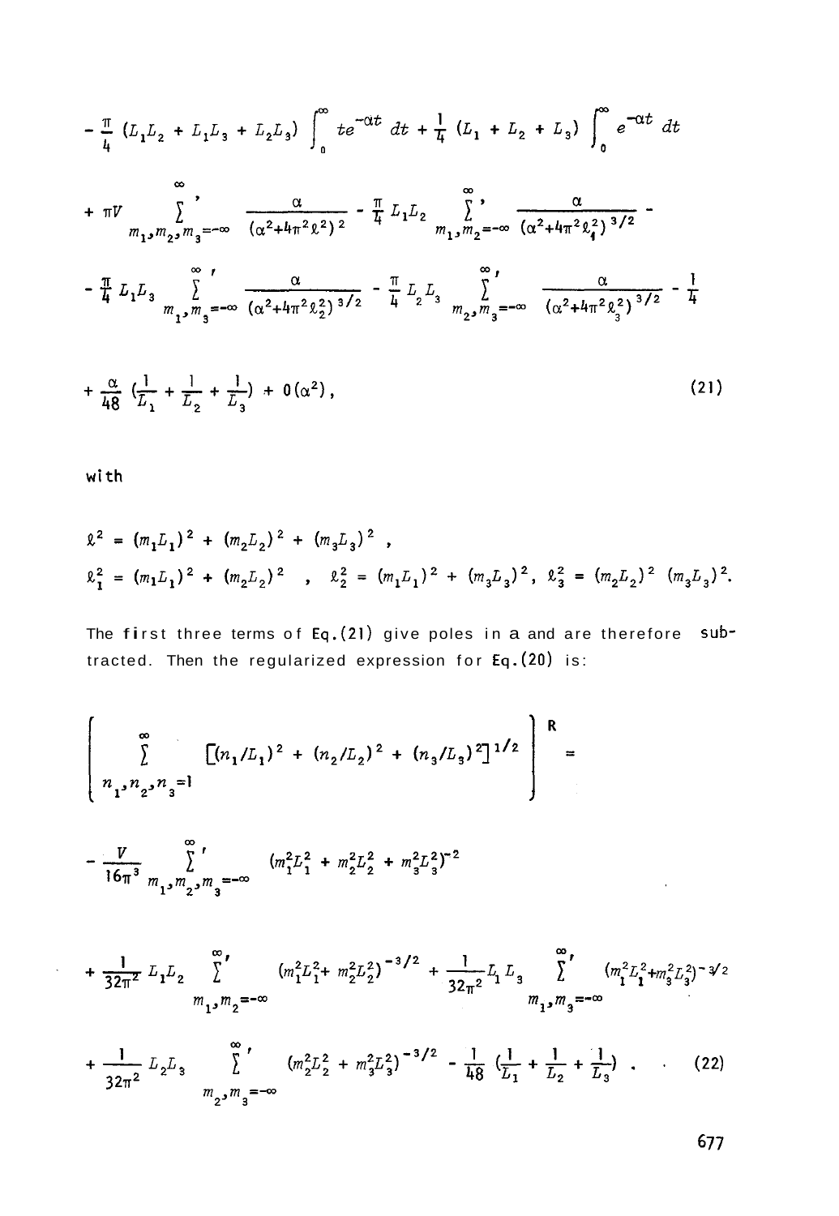$$
-\frac{\pi}{4}\left(L_1L_2 + L_1L_3 + L_2L_3\right)\int_0^\infty te^{-\alpha t}\,dt + \frac{1}{4}\left(L_1 + L_2 + L_3\right)\int_0^\infty e^{-\alpha t}\,dt
$$

$$
+ \pi V \sum_{m_1,m_2,m_3=-\infty}^{\infty}{}' \frac{\alpha}{(\alpha^2+4\pi^2\ell^2)^2} - \frac{\pi}{4}L_1L_2 \sum_{m_1,m_2=-\infty}^{\infty}{}' \frac{\alpha}{(\alpha^2+4\pi^2\ell_1^2)^{3/2}} -
$$

$$
-\frac{\pi}{4}L_1L_3 \sum_{m_1,m_3=-\infty}^{\infty}{}' \frac{\alpha}{(\alpha^2+4\pi^2\ell_2^2)^{3/2}} - \frac{\pi}{4}L_2L_3 \sum_{m_2,m_3=-\infty}^{\infty}{}' \frac{\alpha}{(\alpha^2+4\pi^2\ell_3^2)^{3/2}} - \frac{1}{4}
$$

$$
+ \frac{\alpha}{48}\left(\frac{1}{L_1} + \frac{1}{L_2} + \frac{1}{L_3}\right) + 0(\alpha^2), \tag{21}
$$

with

$$
\ell^2 = (m_1L_1)^2 + (m_2L_2)^2 + (m_3L_3)^2 ,
$$

$$
\ell_1^2 = (m_1L_1)^2 + (m_2L_2)^2 , \quad \ell_2^2 = (m_1L_1)^2 + (m_3L_3)^2, \ \ell_3^2 = (m_2L_2)^2 \ (m_3L_3)^2.
$$

The first three terms of Eq.(21) give poles in a and are therefore subtracted. Then the regularized expression for Eq.(20) is:

$$
\left\{ \sum_{n_1,n_2,n_3=1}^{\infty} \left[(n_1/L_1)^2 + (n_2/L_2)^2 + (n_3/L_3)^2\right]^{1/2} \right\}^R =
$$

$$
-\frac{V}{16\pi^3} \sum_{m_1,m_2,m_3=-\infty}^{\infty}{}' \left(m_1^2L_1^2 + m_2^2L_2^2 + m_3^2L_3^2\right)^{-2}
$$

$$
+ \frac{1}{32\pi^2}L_1L_2 \sum_{m_1,m_2=-\infty}^{\infty}{}' \left(m_1^2L_1^2 + m_2^2L_2^2\right)^{-3/2} + \frac{1}{32\pi^2}L_1L_3 \sum_{m_1,m_3=-\infty}^{\infty}{}' \left(m_1^2L_1^2 + m_3^2L_3^2\right)^{-3/2}
$$

$$
+ \frac{1}{32\pi^2}L_2L_3 \sum_{m_2,m_3=-\infty}^{\infty}{}' \left(m_2^2L_2^2 + m_3^2L_3^2\right)^{-3/2} - \frac{1}{48}\left(\frac{1}{L_1} + \frac{1}{L_2} + \frac{1}{L_3}\right) . \tag{22}
$$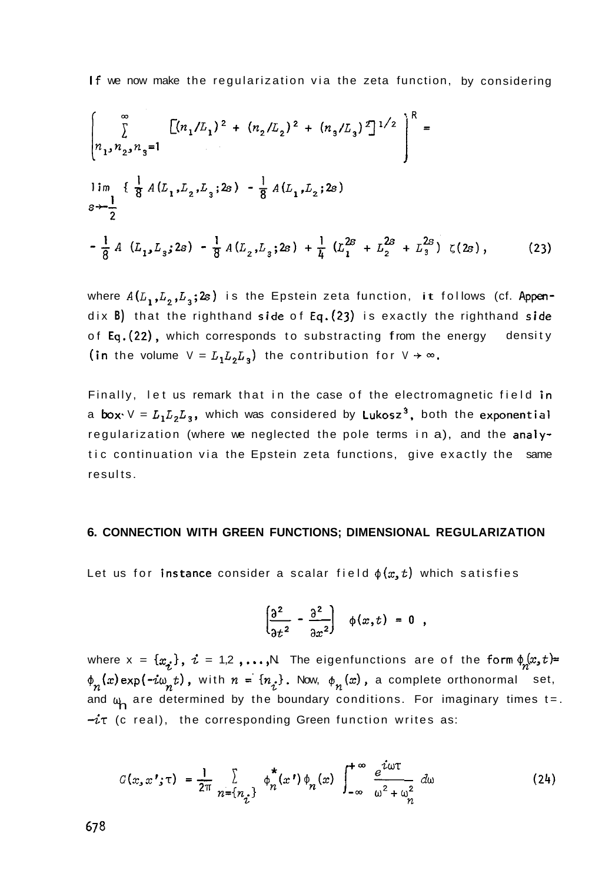If we now make the regularization via the zeta function, by considering

$$\left\{ \sum_{n_1,n_2,n_3=1}^{\infty} \left[(n_1/L_1)^2 + (n_2/L_2)^2 + (n_3/L_3)^2\right]^{1/2} \right\}^R =$$

$$\lim_{s\to -\frac{1}{2}} \left\{ \frac{1}{8} A(L_1,L_2,L_3;2s) - \frac{1}{8} A(L_1,L_2;2s) \right.$$

$$\left. - \frac{1}{8} A(L_1,L_3;2s) - \frac{1}{8} A(L_2,L_3;2s) + \frac{1}{4} \left(L_1^{2s} + L_2^{2s} + L_3^{2s}\right) \zeta(2s) \right\}, \tag{23}$$

where $A(L_1,L_2,L_3;2s)$ is the Epstein zeta function, it follows (cf. Appendix B) that the righthand side of Eq.(23) is exactly the righthand side of Eq.(22), which corresponds to substracting from the energy density (in the volume $V = L_1L_2L_3$) the contribution for $V \to \infty$.

Finally, let us remark that in the case of the electromagnetic field in a box $V = L_1L_2L_3$, which was considered by Lukosz[3], both the exponential regularization (where we neglected the pole terms in a), and the analytic continuation via the Epstein zeta functions, give exactly the same results.

## 6. CONNECTION WITH GREEN FUNCTIONS; DIMENSIONAL REGULARIZATION

Let us for instance consider a scalar field $\phi(x,t)$ which satisfies

$$\left(\frac{\partial^2}{\partial t^2} - \frac{\partial^2}{\partial x^2}\right) \phi(x,t) = 0 ,$$

where $x = \{x_i\}$, $i = 1,2,\ldots,N$. The eigenfunctions are of the form $\phi_n(x,t) = \phi_n(x)\exp(-i\omega_n t)$, with $n = \{n_i\}$. Now, $\phi_n(x)$, a complete orthonormal set, and $\omega_n$ are determined by the boundary conditions. For imaginary times $t = -i\tau$ ($\tau$ real), the corresponding Green function writes as:

$$G(x,x';\tau) = \frac{1}{2\pi} \sum_{n=\{n_i\}} \phi_n^*(x')\phi_n(x) \int_{-\infty}^{+\infty} \frac{e^{i\omega\tau}}{\omega^2 + \omega_n^2}\, d\omega \tag{24}$$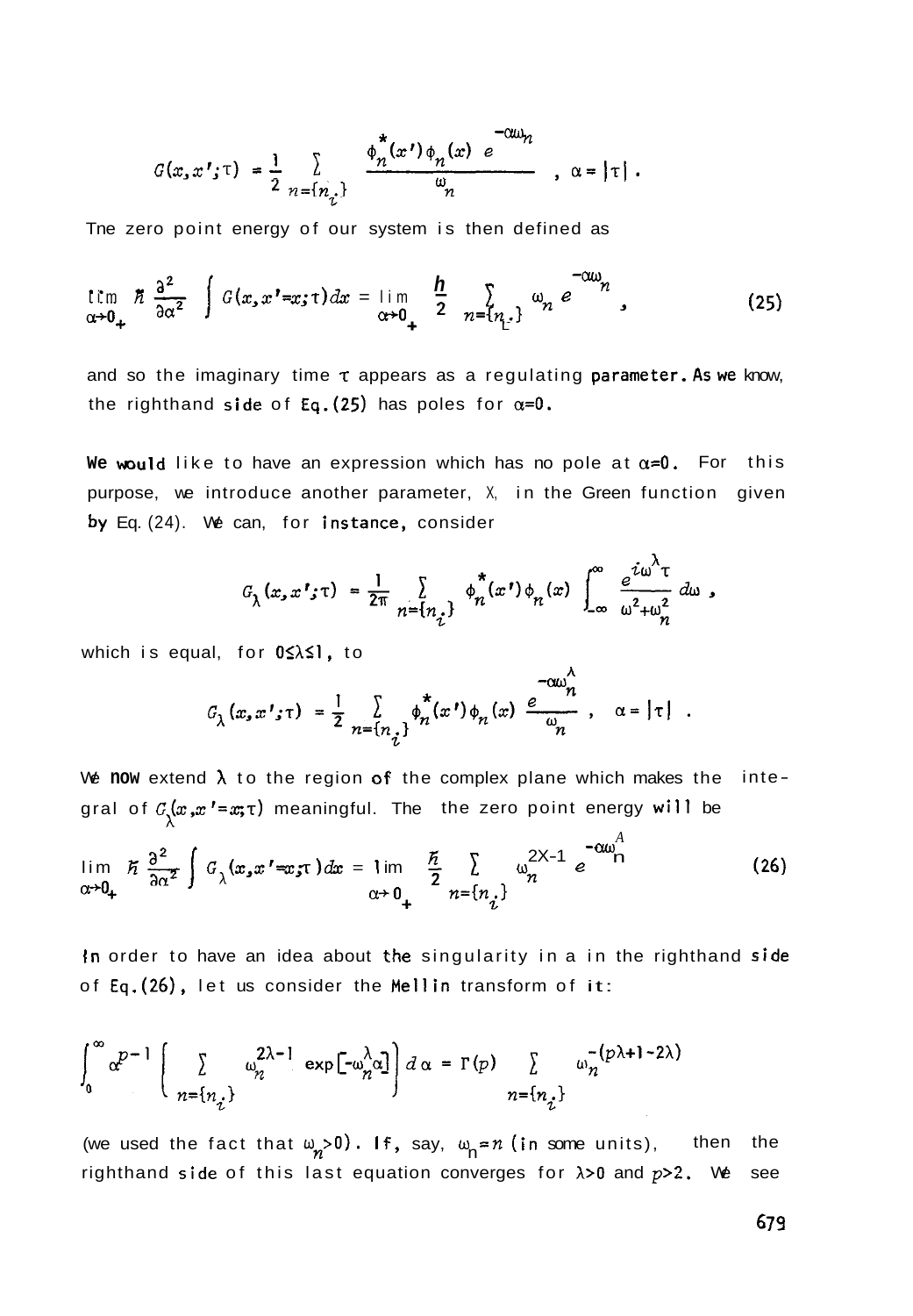$$G(x,x';\tau) = \frac{1}{2} \sum_{n=\{n_i\}} \frac{\phi_n^*(x')\phi_n(x)\, e^{-\alpha\omega_n}}{\omega_n} \quad , \quad \alpha = |\tau| \; .$$

The zero point energy of our system is then defined as

$$\lim_{\alpha\to 0_+} \hbar \frac{\partial^2}{\partial\alpha^2} \int G(x,x'=x;\tau)dx = \lim_{\alpha\to 0_+} \frac{\hbar}{2} \sum_{n=\{n_i\}} \omega_n\, e^{-\alpha\omega_n} \; , \tag{25}$$

and so the imaginary time $\tau$ appears as a regulating parameter. As we know, the righthand side of Eq.(25) has poles for $\alpha=0$.

We would like to have an expression which has no pole at $\alpha=0$. For this purpose, we introduce another parameter, $\lambda$, in the Green function given by Eq. (24). We can, for instance, consider

$$G_\lambda(x,x';\tau) = \frac{1}{2\pi} \sum_{n=\{n_i\}} \phi_n^*(x')\phi_n(x) \int_{-\infty}^{\infty} \frac{e^{i\omega^\lambda\tau}}{\omega^2+\omega_n^2}\, d\omega \; ,$$

which is equal, for $0\leq\lambda\leq 1$, to

$$G_\lambda(x,x';\tau) = \frac{1}{2} \sum_{n=\{n_i\}} \phi_n^*(x')\phi_n(x) \frac{e^{-\alpha\omega_n^\lambda}}{\omega_n} \quad , \quad \alpha = |\tau| \; .$$

We now extend $\lambda$ to the region of the complex plane which makes the integral of $G_\lambda(x,x'=x;\tau)$ meaningful. The the zero point energy will be

$$\lim_{\alpha\to 0_+} \hbar \frac{\partial^2}{\partial\alpha^2} \int G_\lambda(x,x'=x;\tau)dx = \lim_{\alpha\to 0_+} \frac{\hbar}{2} \sum_{n=\{n_i\}} \omega_n^{2\lambda-1}\, e^{-\alpha\omega_n^\lambda} \tag{26}$$

In order to have an idea about the singularity in $\alpha$ in the righthand side of Eq.(26), let us consider the Mellin transform of it:

$$\int_0^\infty \alpha^{p-1} \left( \sum_{n=\{n_i\}} \omega_n^{2\lambda-1} \exp\left[-\omega_n^\lambda\alpha\right] \right) d\alpha = \Gamma(p) \sum_{n=\{n_i\}} \omega_n^{-(p\lambda+1-2\lambda)}$$

(we used the fact that $\omega_n>0$). If, say, $\omega_n=n$ (in some units), then the righthand side of this last equation converges for $\lambda>0$ and $p>2$. We see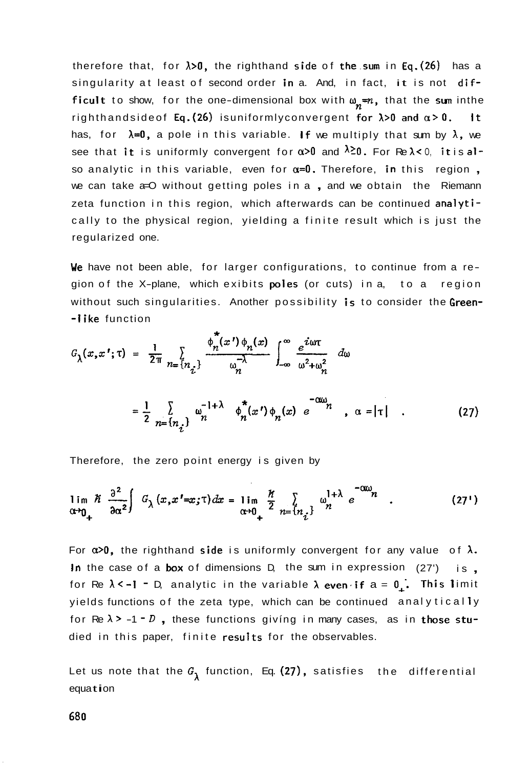therefore that, for $\lambda>0$, the righthand side of the sum in Eq.(26) has a singularity at least of second order in a. And, in fact, it is not difficult to show, for the one-dimensional box with $\omega_n=n$, that the sum inthe righthandsideof Eq.(26) isuniformlyconvergent for $\lambda>0$ and $\alpha>0$. It has, for $\lambda=0$, a pole in this variable. If we multiply that sum by $\lambda$, we see that it is uniformly convergent for $\alpha>0$ and $\lambda\geq 0$. For Re $\lambda<0$, it is also analytic in this variable, even for $\alpha=0$. Therefore, in this region, we can take a=O without getting poles in a, and we obtain the Riemann zeta function in this region, which afterwards can be continued analytically to the physical region, yielding a finite result which is just the regularized one.

We have not been able, for larger configurations, to continue from a region of the X-plane, which exibits poles (or cuts) in a, to a region without such singularities. Another possibility is to consider the Green-like function

$$G_\lambda(x,x';\tau) = \frac{1}{2\pi}\sum_{n=\{n_i\}} \frac{\phi_n^*(x')\phi_n(x)}{\omega_n^{-\lambda}} \int_{-\infty}^{\infty} \frac{e^{i\omega\tau}}{\omega^2+\omega_n^2}\, d\omega$$

$$= \frac{1}{2}\sum_{n=\{n_i\}} \omega_n^{-1+\lambda}\, \phi_n^*(x')\phi_n(x)\, e^{-\alpha\omega_n}, \quad \alpha=|\tau| \quad . \tag{27}$$

Therefore, the zero point energy is given by

$$\lim_{\alpha\to 0_+} \hbar \frac{\partial^2}{\partial\alpha^2}\int G_\lambda(x,x'=x;\tau)dx = \lim_{\alpha\to 0_+} \frac{\hbar}{2}\sum_{n=\{n_i\}} \omega_n^{1+\lambda}\, e^{-\alpha\omega_n} \quad . \tag{27'}$$

For $\alpha>0$, the righthand side is uniformly convergent for any value of $\lambda$. In the case of a box of dimensions D, the sum in expression (27') is, for Re $\lambda<-1-D$, analytic in the variable $\lambda$ even if a = $0_+$. This limit yields functions of the zeta type, which can be continued analytically for Re $\lambda>-1-D$, these functions givíng in many cases, as in those studied in this paper, finite results for the observables.

Let us note that the $G_\lambda$ function, Eq. (27), satisfies the differential equation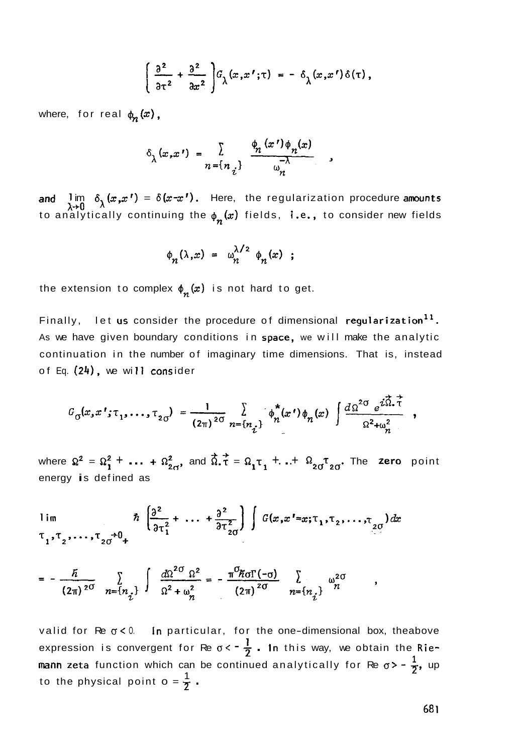$$\left(\frac{\partial^2}{\partial\tau^2}+\frac{\partial^2}{\partial x^2}\right)G_\lambda(x,x';\tau) = -\,\delta_\lambda(x,x')\delta(\tau),$$

where, for real $\phi_n(x)$,

$$\delta_\lambda(x,x') = \sum_{n=\{n_i\}} \frac{\phi_n(x')\phi_n(x)}{\omega_n^{-\lambda}} ,$$

and $\lim_{\lambda\to 0} \delta_\lambda(x,x') = \delta(x-x')$. Here, the regularization procedure amounts to analytically continuing the $\phi_n(x)$ fields, i.e., to consider new fields

$$\phi_n(\lambda,x) = \omega_n^{\lambda/2}\,\phi_n(x) ;$$

the extension to complex $\phi_n(x)$ is not hard to get.

Finally, let us consider the procedure of dimensional regularization[11]. As we have given boundary conditions in space, we will make the analytic continuation in the number of imaginary time dimensions. That is, instead of Eq. (24), we will consider

$$G_\sigma(x,x';\tau_1,\ldots,\tau_{2\sigma}) = \frac{1}{(2\pi)^{2\sigma}} \sum_{n=\{n_i\}} \phi_n^*(x')\phi_n(x) \int \frac{d\Omega^{2\sigma}\, e^{i\vec{\Omega}.\vec{\tau}}}{\Omega^2+\omega_n^2} ,$$

where $\Omega^2 = \Omega_1^2 + \ldots + \Omega_{2\sigma}^2$, and $\vec{\Omega}.\vec{\tau} = \Omega_1\tau_1 + \ldots + \Omega_{2\sigma}\tau_{2\sigma}$. The zero point energy is defined as

$$\lim_{\tau_1,\tau_2,\ldots,\tau_{2\sigma}\to 0_+} \hbar\left(\frac{\partial^2}{\partial\tau_1^2}+\ldots+\frac{\partial^2}{\partial\tau_{2\sigma}^2}\right)\int G(x,x'=x;\tau_1,\tau_2,\ldots,\tau_{2\sigma})\,dx$$

$$= -\frac{\hbar}{(2\pi)^{2\sigma}} \sum_{n=\{n_i\}} \int \frac{d\Omega^{2\sigma}\,\Omega^2}{\Omega^2+\omega_n^2} = -\frac{\pi^\sigma\hbar\sigma\Gamma(-\sigma)}{(2\pi)^{2\sigma}} \sum_{n=\{n_i\}} \omega_n^{2\sigma} ,$$

valid for Re $\sigma < 0$. In particular, for the one-dimensional box, the above expression is convergent for Re $\sigma < -\frac{1}{2}$. In this way, we obtain the Riemann zeta function which can be continued analytically for Re $\sigma > -\frac{1}{2}$, up to the physical point $\sigma = \frac{1}{2}$.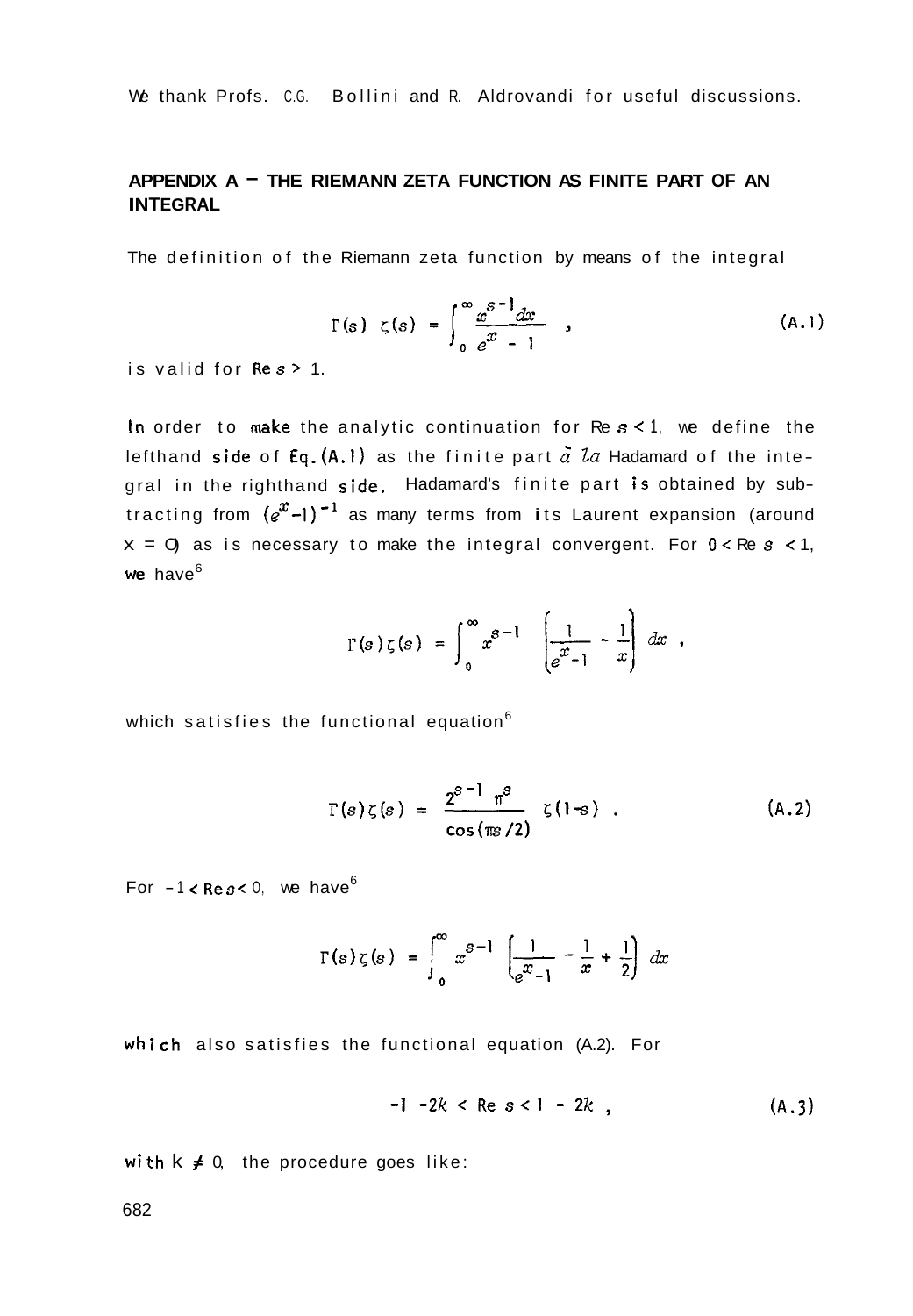We thank Profs. C.G. Bollini and R. Aldrovandi for useful discussions.

## APPENDIX A – THE RIEMANN ZETA FUNCTION AS FINITE PART OF AN INTEGRAL

The definition of the Riemann zeta function by means of the integral

$$\Gamma(s)\ \zeta(s) = \int_0^\infty \frac{x^{s-1}dx}{e^x - 1} \quad , \tag{A.1}$$

is valid for $\mathrm{Re}\, s > 1$.

In order to make the analytic continuation for $\mathrm{Re}\, s < 1$, we define the lefthand side of Eq. (A.1) as the finite part *à la* Hadamard of the integral in the righthand side. Hadamard's finite part is obtained by subtracting from $(e^x - 1)^{-1}$ as many terms from its Laurent expansion (around $x = 0$) as is necessary to make the integral convergent. For $0 < \mathrm{Re}\, s < 1$, we have[6]

$$\Gamma(s)\zeta(s) = \int_0^\infty x^{s-1} \left(\frac{1}{e^x - 1} - \frac{1}{x}\right) dx \ ,$$

which satisfies the functional equation[6]

$$\Gamma(s)\zeta(s) = \frac{2^{s-1}\ \pi^s}{\cos(\pi s/2)}\ \zeta(1-s) \ . \tag{A.2}$$

For $-1 < \mathrm{Re}\, s < 0$, we have[6]

$$\Gamma(s)\zeta(s) = \int_0^\infty x^{s-1} \left(\frac{1}{e^x - 1} - \frac{1}{x} + \frac{1}{2}\right) dx$$

which also satisfies the functional equation (A.2). For

$$-1 - 2k < \mathrm{Re}\ s < 1 - 2k \ , \tag{A.3}$$

with $k \neq 0$, the procedure goes like: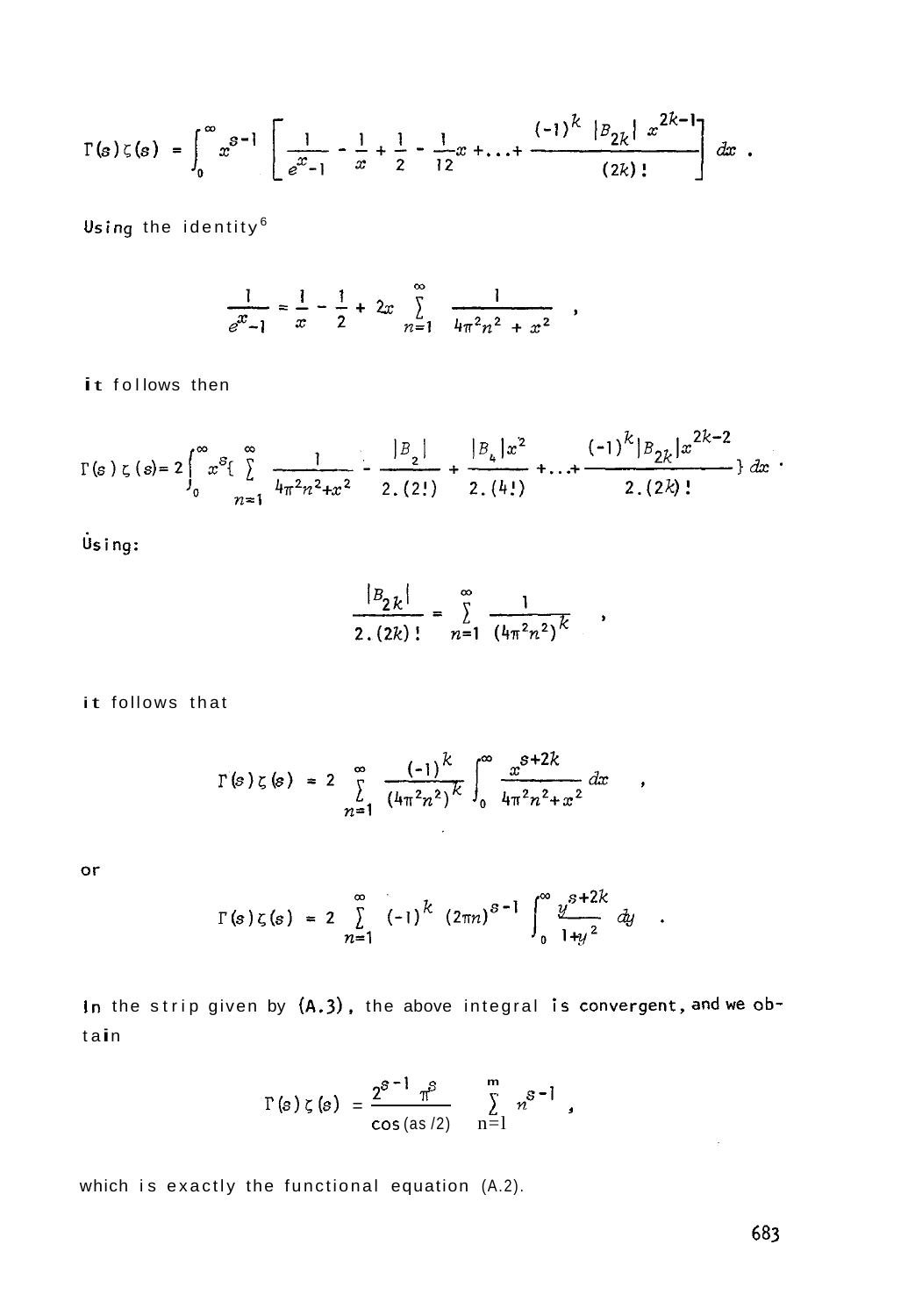$$\Gamma(s)\zeta(s) = \int_0^\infty x^{s-1}\left[\frac{1}{e^x-1} - \frac{1}{x} + \frac{1}{2} - \frac{1}{12}x + \ldots + \frac{(-1)^k\,|B_{2k}|\,x^{2k-1}}{(2k)!}\right] dx \ .$$

Using the identity[6]

$$\frac{1}{e^x-1} = \frac{1}{x} - \frac{1}{2} + 2x\sum_{n=1}^{\infty}\frac{1}{4\pi^2n^2+x^2} \quad ,$$

it follows then

$$\Gamma(s)\zeta(s) = 2\int_0^\infty x^s\left\{\sum_{n=1}^{\infty}\frac{1}{4\pi^2n^2+x^2} - \frac{|B_2|}{2.(2!)} + \frac{|B_4|x^2}{2.(4!)} + \ldots + \frac{(-1)^k|B_{2k}|x^{2k-2}}{2.(2k)!}\right\} dx \ .$$

Using:

$$\frac{|B_{2k}|}{2.(2k)!} = \sum_{n=1}^{\infty}\frac{1}{(4\pi^2n^2)^k} \quad ,$$

it follows that

$$\Gamma(s)\zeta(s) = 2\sum_{n=1}^{\infty}\frac{(-1)^k}{(4\pi^2n^2)^k}\int_0^\infty\frac{x^{s+2k}}{4\pi^2n^2+x^2}\,dx \quad ,$$

or

$$\Gamma(s)\zeta(s) = 2\sum_{n=1}^{\infty}(-1)^k\,(2\pi n)^{s-1}\int_0^\infty\frac{y^{s+2k}}{1+y^2}\,dy \quad .$$

In the strip given by (A.3), the above integral is convergent, and we obtain

$$\Gamma(s)\zeta(s) = \frac{2^{s-1}\,\pi^s}{\cos(as/2)}\sum_{n=1}^{m} n^{s-1} \ ,$$

which is exactly the functional equation (A.2).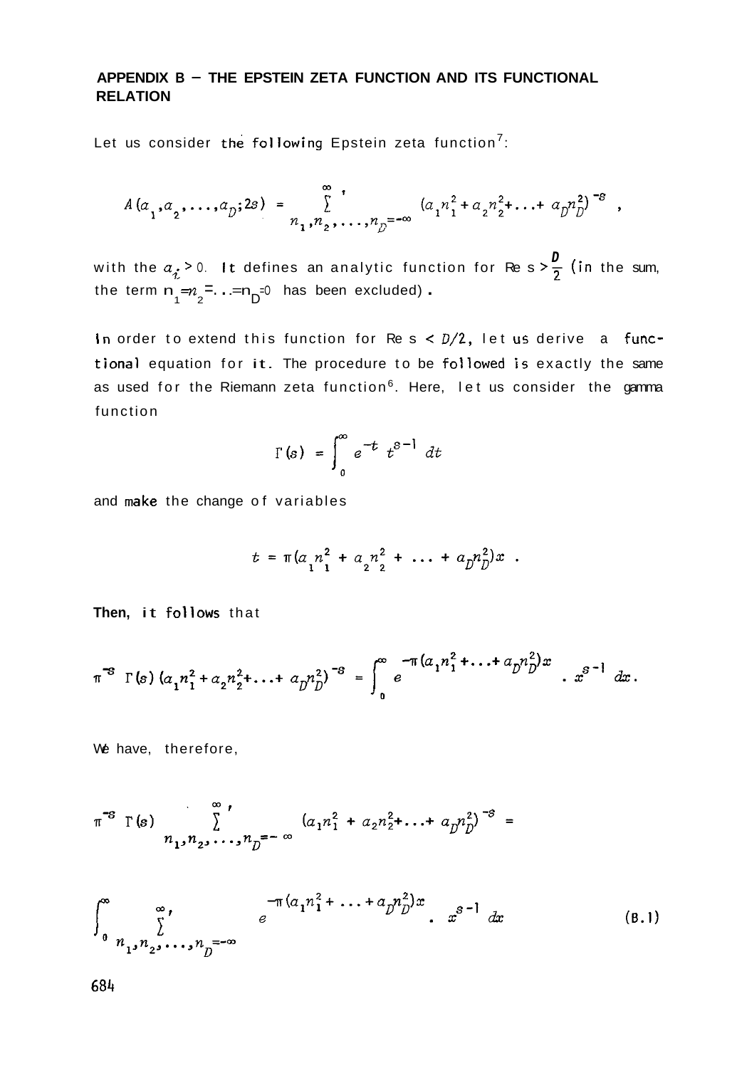## APPENDIX B – THE EPSTEIN ZETA FUNCTION AND ITS FUNCTIONAL RELATION

Let us consider the following Epstein zeta function[7]:

$$A(a_1,a_2,\ldots,a_D;2s) = \sum_{n_1,n_2,\ldots,n_D=-\infty}^{\infty}{}' (a_1n_1^2+a_2n_2^2+\ldots+a_Dn_D^2)^{-s} ,$$

with the $a_i > 0$. It defines an analytic function for Re $s > \frac{D}{2}$ (in the sum, the term $n_1=n_2=\ldots=n_D=0$ has been excluded).

In order to extend this function for Re $s < D/2$, let us derive a functional equation for it. The procedure to be followed is exactly the same as used for the Riemann zeta function[6]. Here, let us consider the gamma function

$$\Gamma(s) = \int_0^\infty e^{-t}\, t^{s-1}\, dt$$

and make the change of variables

$$t = \pi(a_1n_1^2 + a_2n_2^2 + \ldots + a_Dn_D^2)x .$$

**Then, it follows** that

$$\pi^{-s}\,\Gamma(s)\,(a_1n_1^2+a_2n_2^2+\ldots+a_Dn_D^2)^{-s} = \int_0^\infty e^{-\pi(a_1n_1^2+\ldots+a_Dn_D^2)x}\,.\,x^{s-1}\,dx .$$

We have, therefore,

$$\pi^{-s}\,\Gamma(s)\sum_{n_1,n_2,\ldots,n_D=-\infty}^{\infty}{}' (a_1n_1^2+a_2n_2^2+\ldots+a_Dn_D^2)^{-s} =$$

$$\int_0^\infty \sum_{n_1,n_2,\ldots,n_D=-\infty}^{\infty}{}' e^{-\pi(a_1n_1^2+\ldots+a_Dn_D^2)x}\,.\,x^{s-1}\,dx \tag{B.1}$$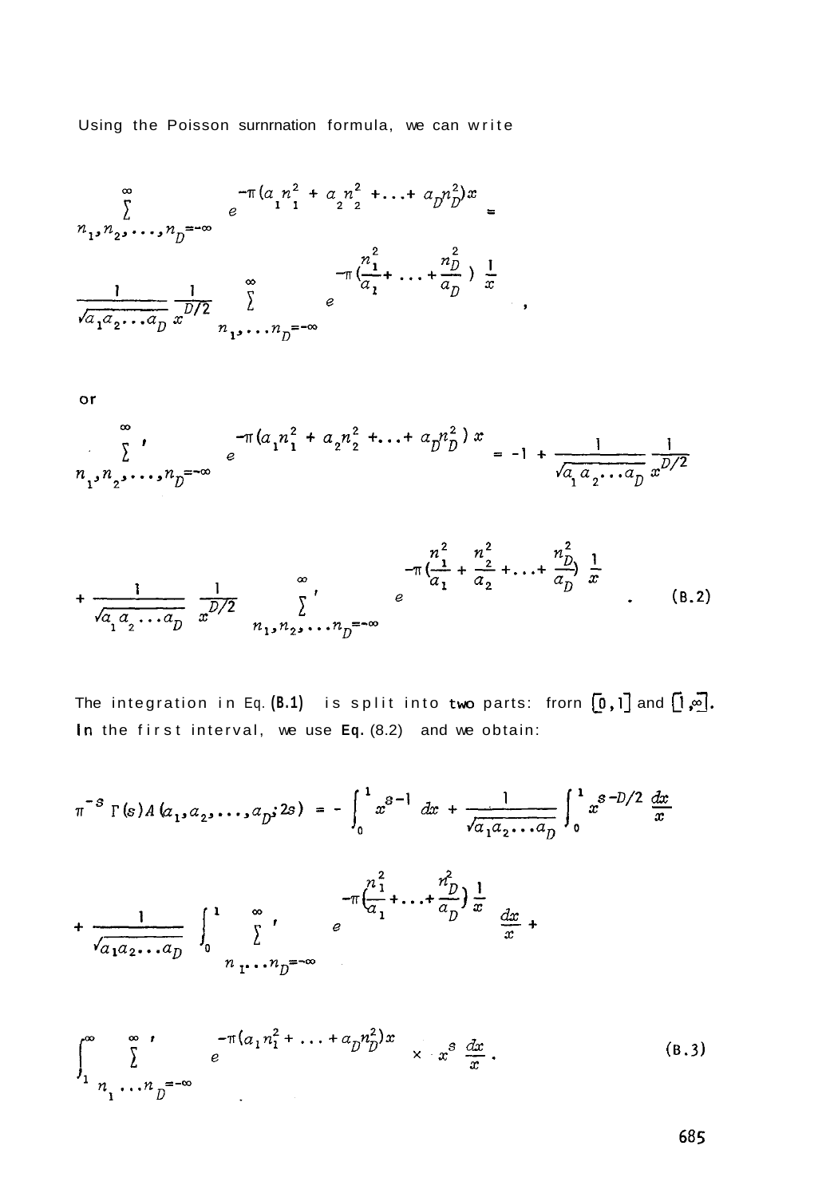Using the Poisson summation formula, we can write

$$\sum_{n_1, n_2, \ldots, n_D=-\infty}^{\infty} e^{-\pi(a_1 n_1^2 + a_2 n_2^2 + \ldots + a_D n_D^2)x} =$$

$$\frac{1}{\sqrt{a_1 a_2 \ldots a_D}} \frac{1}{x^{D/2}} \sum_{n_1, \ldots n_D=-\infty}^{\infty} e^{-\pi\left(\frac{n_1^2}{a_1} + \ldots + \frac{n_D^2}{a_D}\right)\frac{1}{x}} ,$$

or

$$\sum_{n_1, n_2, \ldots, n_D=-\infty}^{\infty}{}' e^{-\pi(a_1 n_1^2 + a_2 n_2^2 + \ldots + a_D n_D^2)x} = -1 + \frac{1}{\sqrt{a_1 a_2 \ldots a_D}} \frac{1}{x^{D/2}}$$

$$+ \frac{1}{\sqrt{a_1 a_2 \ldots a_D}} \frac{1}{x^{D/2}} \sum_{n_1, n_2, \ldots n_D=-\infty}^{\infty}{}' e^{-\pi\left(\frac{n_1^2}{a_1} + \frac{n_2^2}{a_2} + \ldots + \frac{n_D^2}{a_D}\right)\frac{1}{x}} . \quad \text{(B.2)}$$

The integration in Eq. (B.1) is split into two parts: from $[0,1]$ and $[1,\infty]$. In the first interval, we use Eq. (8.2) and we obtain:

$$\pi^{-s}\,\Gamma(s) A(a_1, a_2, \ldots, a_D; 2s) = -\int_0^1 x^{s-1}\,dx + \frac{1}{\sqrt{a_1 a_2 \ldots a_D}} \int_0^1 x^{s-D/2}\,\frac{dx}{x}$$

$$+ \frac{1}{\sqrt{a_1 a_2 \ldots a_D}} \int_0^1 \sum_{n_1 \ldots n_D=-\infty}^{\infty}{}' e^{-\pi\left(\frac{n_1^2}{a_1} + \ldots + \frac{n_D^2}{a_D}\right)\frac{1}{x}} \frac{dx}{x} +$$

$$\int_1^{\infty} \sum_{n_1 \ldots n_D=-\infty}^{\infty}{}' e^{-\pi(a_1 n_1^2 + \ldots + a_D n_D^2)x} \times x^s\,\frac{dx}{x} . \quad \text{(B.3)}$$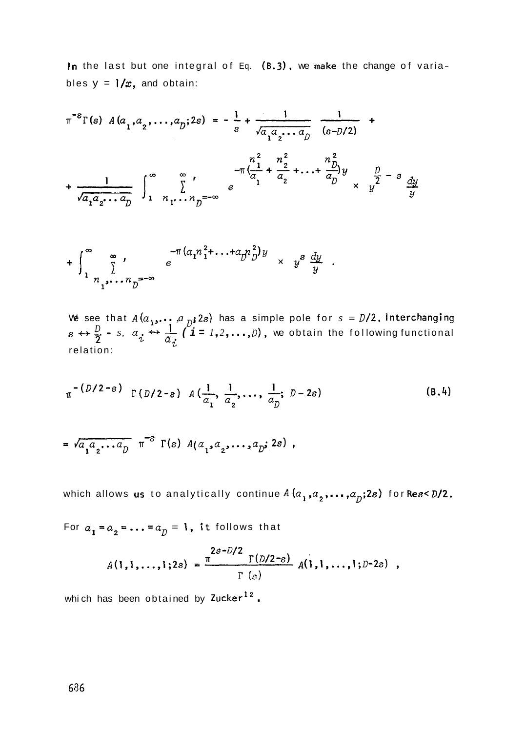In the last but one integral of Eq. (B.3), we make the change of variables $y = 1/x$, and obtain:

$$\pi^{-s}\Gamma(s)\ A(a_1,a_2,\ldots,a_D;2s) = -\frac{1}{s} + \frac{1}{\sqrt{a_1 a_2 \ldots a_D}}\ \frac{1}{(s-D/2)} +$$

$$+ \frac{1}{\sqrt{a_1 a_2 \ldots a_D}} \int_1^{\infty} \sum_{n_1 \ldots n_D=-\infty}^{\infty}{}' \ e^{-\pi\left(\frac{n_1^2}{a_1} + \frac{n_2^2}{a_2} + \ldots + \frac{n_D^2}{a_D}\right)y} \times y^{\frac{D}{2}-s}\ \frac{dy}{y}$$

$$+ \int_1^{\infty} \sum_{n_1,\ldots n_D=-\infty}^{\infty}{}' \ e^{-\pi(a_1 n_1^2 + \ldots + a_D n_D^2)y} \times y^{s}\ \frac{dy}{y} .$$

We see that $A(a_1,\ldots,a_D;2s)$ has a simple pole for $s = D/2$. Interchanging $s \leftrightarrow \frac{D}{2} - s$, $a_i \leftrightarrow \frac{1}{a_i}$ $(i = 1,2,\ldots,D)$, we obtain the following functional relation:

$$\pi^{-(D/2-s)}\ \Gamma(D/2-s)\ A\left(\frac{1}{a_1}, \frac{1}{a_2}, \ldots, \frac{1}{a_D};\ D-2s\right) \tag{B.4}$$

$$= \sqrt{a_1 a_2 \ldots a_D}\ \pi^{-s}\ \Gamma(s)\ A(a_1,a_2,\ldots,a_D;\ 2s) ,$$

which allows us to analytically continue $A(a_1,a_2,\ldots,a_D;2s)$ for $\mathrm{Re}\,s < D/2$.

For $a_1 = a_2 = \ldots = a_D = 1$, it follows that

$$A(1,1,\ldots,1;2s) = \frac{\pi^{2s-D/2}\ \Gamma(D/2-s)}{\Gamma(s)}\ A(1,1,\ldots,1;D-2s) ,$$

which has been obtained by Zucker[12].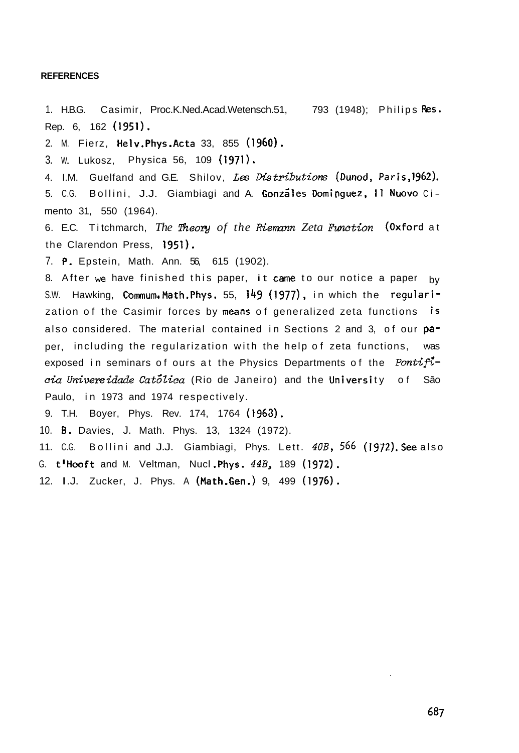## REFERENCES

1. H.B.G. Casimir, Proc.K.Ned.Acad.Wetensch.51, 793 (1948); Philips Res. Rep. 6, 162 (1951).
2. M. Fierz, Helv.Phys.Acta 33, 855 (1960).
3. W. Lukosz, Physica 56, 109 (1971).
4. I.M. Guelfand and G.E. Shilov, *Les Distributions* (Dunod, Paris,1962).
5. C.G. Bollini, J.J. Giambiagi and A. Gonzáles Dominguez, Il Nuovo Cimento 31, 550 (1964).
6. E.C. Titchmarch, *The Theory of the Riemann Zeta Function* (Oxford at the Clarendon Press, 1951).
7. P. Epstein, Math. Ann. 56, 615 (1902).
8. After we have finished this paper, it came to our notice a paper by S.W. Hawking, Commum.Math.Phys. 55, 149 (1977), in which the regularization of the Casimir forces by means of generalized zeta functions is also considered. The material contained in Sections 2 and 3, of our paper, including the regularization with the help of zeta functions, was exposed in seminars of ours at the Physics Departments of the *Pontifícia Universidade Católica* (Rio de Janeiro) and the University of São Paulo, in 1973 and 1974 respectively.
9. T.H. Boyer, Phys. Rev. 174, 1764 (1963).
10. B. Davies, J. Math. Phys. 13, 1324 (1972).
11. C.G. Bollini and J.J. Giambiagi, Phys. Lett. *40B*, 566 (1972). See also G. t'Hooft and M. Veltman, Nucl.Phys. *44B*, 189 (1972).
12. I.J. Zucker, J. Phys. A (Math.Gen.) 9, 499 (1976).